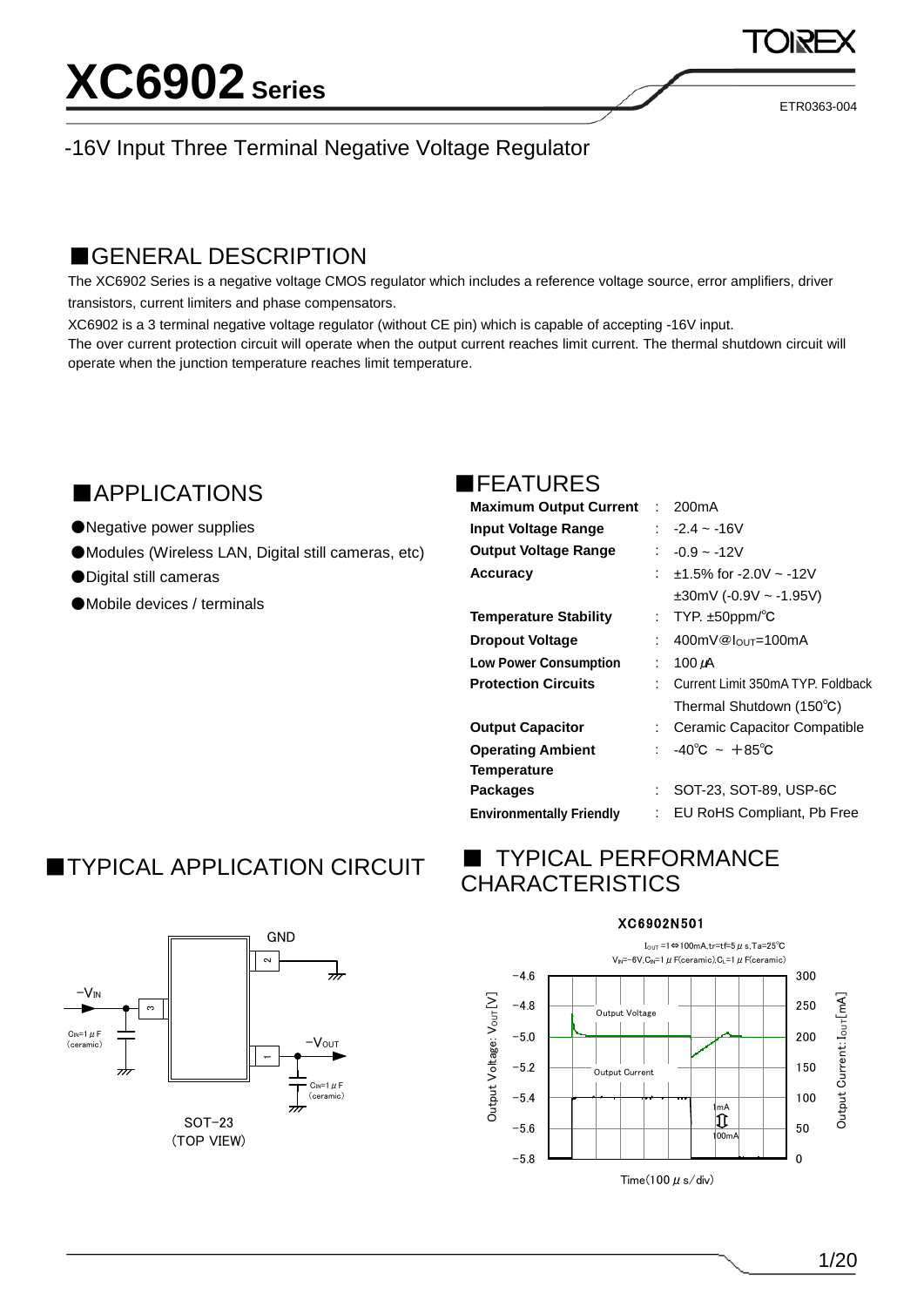# XC6902 Series

ETR0363-004

-16V Input Three Terminal Negative Voltage Regulator

## ■GENERAL DESCRIPTION

The XC6902 Series is a negative voltage CMOS regulator which includes a reference voltage source, error amplifiers, driver transistors, current limiters and phase compensators.

XC6902 is a 3 terminal negative voltage regulator (without CE pin) which is capable of accepting -16V input.

The over current protection circuit will operate when the output current reaches limit current. The thermal shutdown circuit will operate when the junction temperature reaches limit temperature.

## ■APPLICATIONS

- ●Negative power supplies
- ●Modules (Wireless LAN, Digital still cameras, etc)
- ●Digital still cameras
- ●Mobile devices / terminals

## ■FEATURES

| | | |
|---|---|---|
| **Maximum Output Current** | : | 200mA |
| **Input Voltage Range** | : | -2.4 ~ -16V |
| **Output Voltage Range** | : | -0.9 ~ -12V |
| **Accuracy** | : | ±1.5% for -2.0V ~ -12V |
| | | ±30mV (-0.9V ~ -1.95V) |
| **Temperature Stability** | : | TYP. ±50ppm/℃ |
| **Dropout Voltage** | : | 400mV@$I_{OUT}$=100mA |
| **Low Power Consumption** | : | 100 μA |
| **Protection Circuits** | : | Current Limit 350mA TYP. Foldback |
| | | Thermal Shutdown (150℃) |
| **Output Capacitor** | : | Ceramic Capacitor Compatible |
| **Operating Ambient Temperature** | : | -40℃ ~ ＋85℃ |
| **Packages** | : | SOT-23, SOT-89, USP-6C |
| **Environmentally Friendly** | : | EU RoHS Compliant, Pb Free |

## ■TYPICAL APPLICATION CIRCUIT

GND, $-V_{IN}$, $C_{IN}$=1 μF (ceramic), $-V_{OUT}$, $C_{IN}$=1 μF (ceramic)

SOT-23 (TOP VIEW)

## ■ TYPICAL PERFORMANCE CHARACTERISTICS

XC6902N501

$I_{OUT}$ =1⇔100mA,tr=tf=5 μ s,Ta=25℃
$V_{IN}$=-6V,$C_{IN}$=1 μ F(ceramic),$C_L$=1 μ F(ceramic)

Output Voltage: $V_{OUT}$[V] — Output Current: $I_{OUT}$[mA] — Time(100 μ s/div)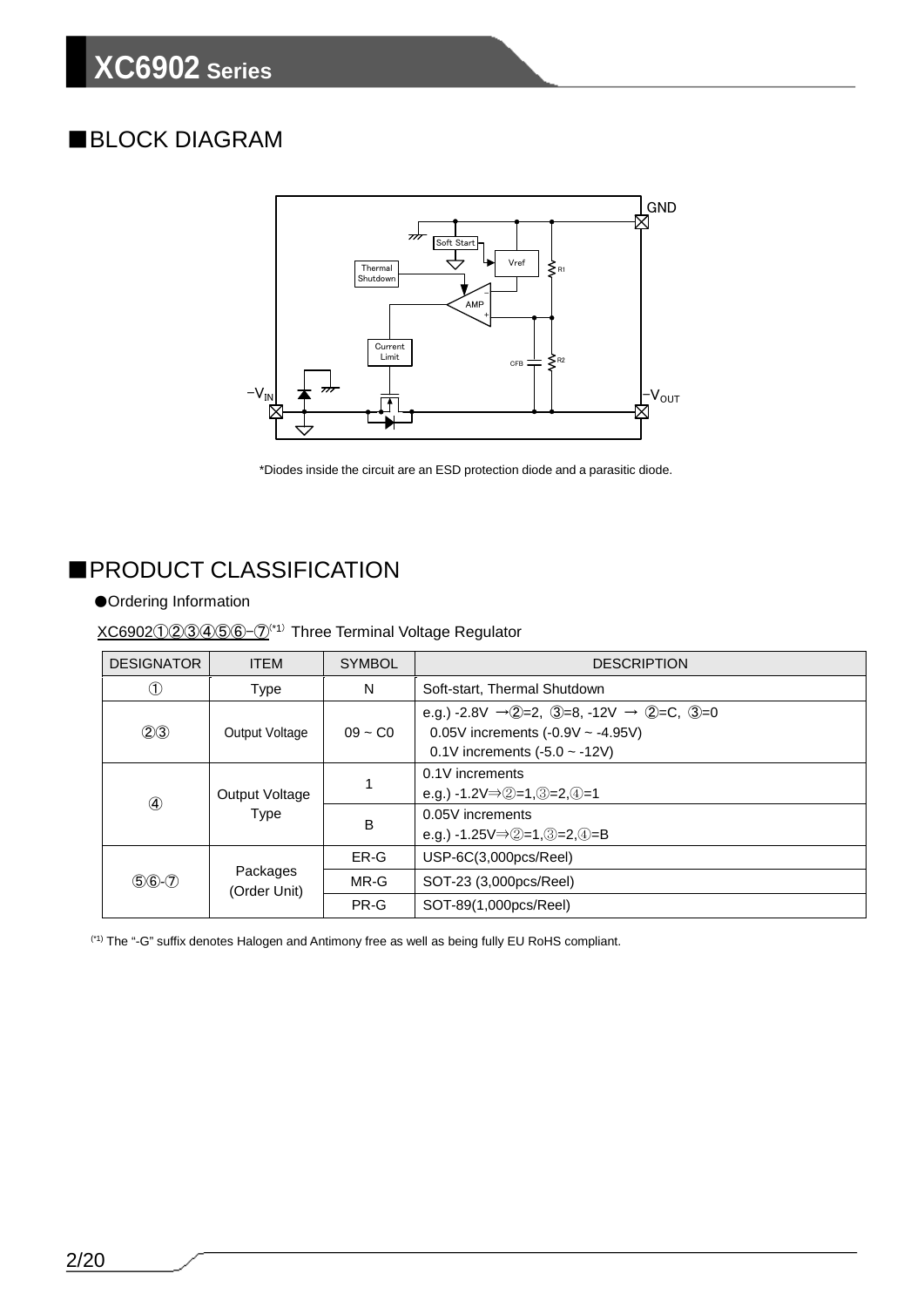## ■BLOCK DIAGRAM

*Diodes inside the circuit are an ESD protection diode and a parasitic diode.

## ■PRODUCT CLASSIFICATION

●Ordering Information

XC6902①②③④⑤⑥-⑦(*1) Three Terminal Voltage Regulator

| DESIGNATOR | ITEM | SYMBOL | DESCRIPTION |
|---|---|---|---|
| ① | Type | N | Soft-start, Thermal Shutdown |
| ②③ | Output Voltage | 09 ~ C0 | e.g.) -2.8V →②=2, ③=8, -12V → ②=C, ③=0<br>0.05V increments (-0.9V ~ -4.95V)<br>0.1V increments (-5.0 ~ -12V) |
| ④ | Output Voltage Type | 1 | 0.1V increments<br>e.g.) -1.2V⇒②=1,③=2,④=1 |
| | | B | 0.05V increments<br>e.g.) -1.25V⇒②=1,③=2,④=B |
| ⑤⑥-⑦ | Packages (Order Unit) | ER-G | USP-6C(3,000pcs/Reel) |
| | | MR-G | SOT-23 (3,000pcs/Reel) |
| | | PR-G | SOT-89(1,000pcs/Reel) |

(*1) The "-G" suffix denotes Halogen and Antimony free as well as being fully EU RoHS compliant.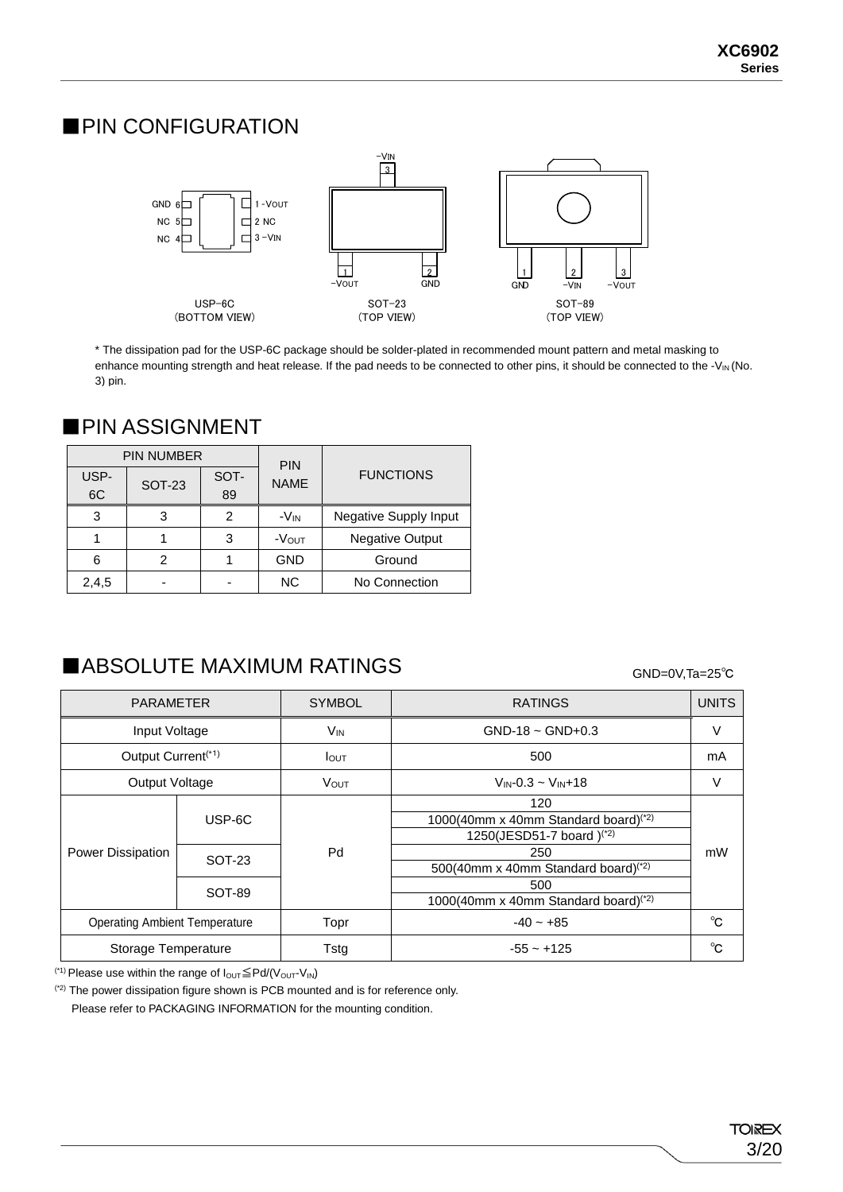## ■PIN CONFIGURATION

USP-6C (BOTTOM VIEW): GND 6, NC 5, NC 4, 1 -VOUT, 2 NC, 3 -VIN

SOT-23 (TOP VIEW): 3 -VIN, 1 -VOUT, 2 GND

SOT-89 (TOP VIEW): 1 GND, 2 -VIN, 3 -VOUT

* The dissipation pad for the USP-6C package should be solder-plated in recommended mount pattern and metal masking to enhance mounting strength and heat release. If the pad needs to be connected to other pins, it should be connected to the $-V_{IN}$ (No. 3) pin.

## ■PIN ASSIGNMENT

| PIN NUMBER | | | PIN NAME | FUNCTIONS |
|---|---|---|---|---|
| USP-6C | SOT-23 | SOT-89 | | |
| 3 | 3 | 2 | $-V_{IN}$ | Negative Supply Input |
| 1 | 1 | 3 | $-V_{OUT}$ | Negative Output |
| 6 | 2 | 1 | GND | Ground |
| 2,4,5 | - | - | NC | No Connection |

## ■ABSOLUTE MAXIMUM RATINGS

GND=0V,Ta=25℃

| PARAMETER | | SYMBOL | RATINGS | UNITS |
|---|---|---|---|---|
| Input Voltage | | $V_{IN}$ | GND-18 ~ GND+0.3 | V |
| Output Current(*1) | | $I_{OUT}$ | 500 | mA |
| Output Voltage | | $V_{OUT}$ | $V_{IN}$-0.3 ~ $V_{IN}$+18 | V |
| Power Dissipation | USP-6C | Pd | 120 | mW |
| | | | 1000(40mm x 40mm Standard board)(*2) | |
| | | | 1250(JESD51-7 board )(*2) | |
| | SOT-23 | | 250 | |
| | | | 500(40mm x 40mm Standard board)(*2) | |
| | SOT-89 | | 500 | |
| | | | 1000(40mm x 40mm Standard board)(*2) | |
| Operating Ambient Temperature | | Topr | -40 ~ +85 | ℃ |
| Storage Temperature | | Tstg | -55 ~ +125 | ℃ |

(*1) Please use within the range of $I_{OUT} \leqq Pd/(V_{OUT}-V_{IN})$

(*2) The power dissipation figure shown is PCB mounted and is for reference only.
Please refer to PACKAGING INFORMATION for the mounting condition.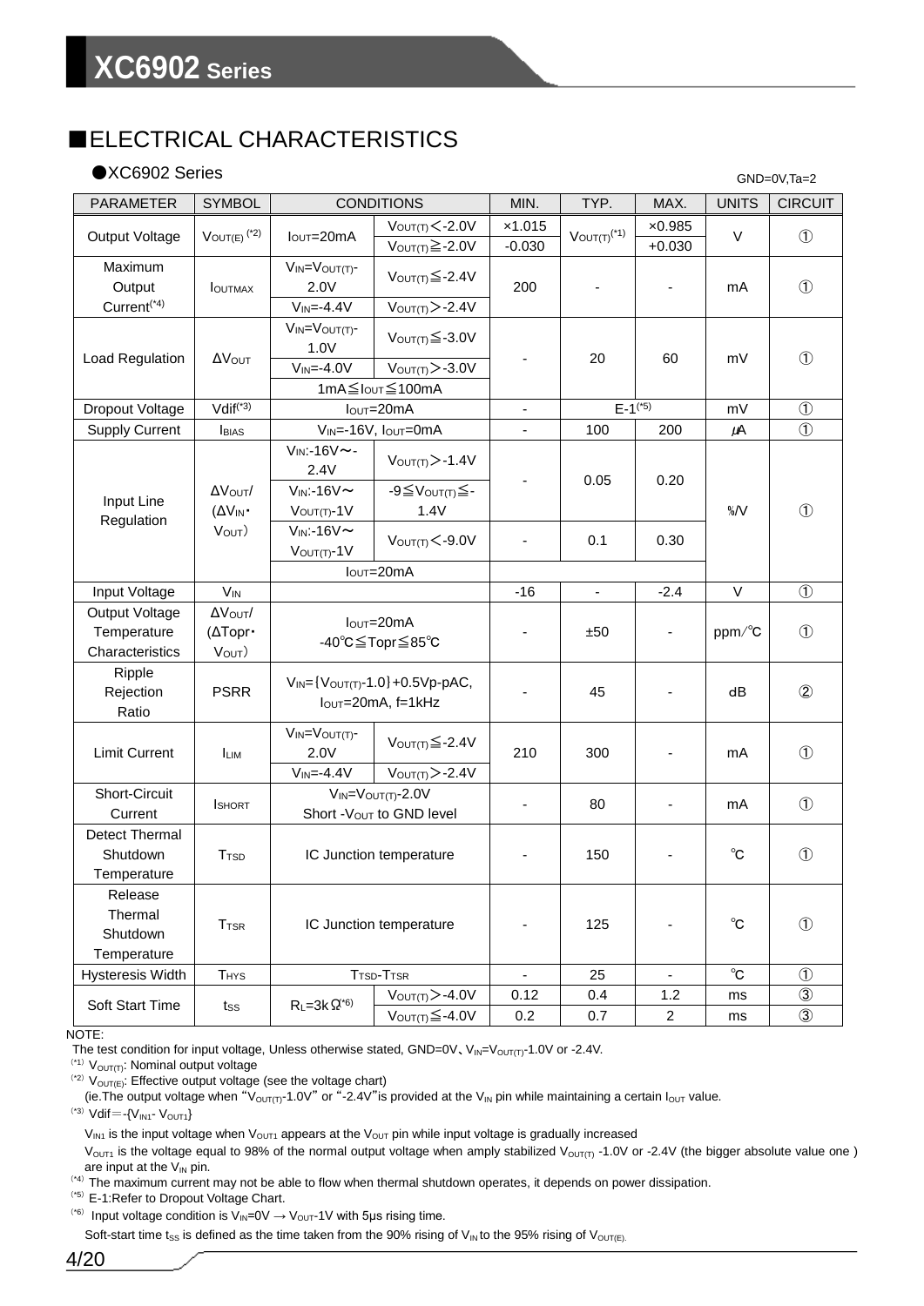## ■ELECTRICAL CHARACTERISTICS

●XC6902 Series

GND=0V,Ta=2

| PARAMETER | SYMBOL | CONDITIONS | | MIN. | TYP. | MAX. | UNITS | CIRCUIT |
|---|---|---|---|---|---|---|---|---|
| Output Voltage | $V_{OUT(E)}$ (*2) | $I_{OUT}$=20mA | $V_{OUT(T)}$<-2.0V | ×1.015 | $V_{OUT(T)}$ (*1) | ×0.985 | V | ① |
| | | | $V_{OUT(T)}$≧-2.0V | -0.030 | | +0.030 | | |
| Maximum Output Current(*4) | $I_{OUTMAX}$ | $V_{IN}$=$V_{OUT(T)}$-2.0V | $V_{OUT(T)}$≦-2.4V | 200 | - | - | mA | ① |
| | | $V_{IN}$=-4.4V | $V_{OUT(T)}$>-2.4V | | | | | |
| Load Regulation | $\Delta V_{OUT}$ | $V_{IN}$=$V_{OUT(T)}$-1.0V | $V_{OUT(T)}$≦-3.0V | - | 20 | 60 | mV | ① |
| | | $V_{IN}$=-4.0V | $V_{OUT(T)}$>-3.0V | | | | | |
| | | 1mA≦$I_{OUT}$≦100mA | | | | | | |
| Dropout Voltage | Vdif(*3) | $I_{OUT}$=20mA | | - | E-1(*5) | | mV | ① |
| Supply Current | $I_{BIAS}$ | $V_{IN}$=-16V, $I_{OUT}$=0mA | | - | 100 | 200 | μA | ① |
| Input Line Regulation | $\Delta V_{OUT}$/ ($\Delta V_{IN}$・$V_{OUT}$) | $V_{IN}$:-16V～-2.4V | $V_{OUT(T)}$>-1.4V | - | 0.05 | 0.20 | %/V | ① |
| | | $V_{IN}$:-16V～$V_{OUT(T)}$-1V | -9≦$V_{OUT(T)}$≦-1.4V | | | | | |
| | | $V_{IN}$:-16V～$V_{OUT(T)}$-1V | $V_{OUT(T)}$<-9.0V | - | 0.1 | 0.30 | | |
| | | $I_{OUT}$=20mA | | | | | | |
| Input Voltage | $V_{IN}$ | | | -16 | - | -2.4 | V | ① |
| Output Voltage Temperature Characteristics | $\Delta V_{OUT}$/ ($\Delta$Topr・$V_{OUT}$) | $I_{OUT}$=20mA -40℃≦Topr≦85℃ | | - | ±50 | - | ppm/℃ | ① |
| Ripple Rejection Ratio | PSRR | $V_{IN}$={$V_{OUT(T)}$-1.0}+0.5Vp-pAC, $I_{OUT}$=20mA, f=1kHz | | - | 45 | - | dB | ② |
| Limit Current | $I_{LIM}$ | $V_{IN}$=$V_{OUT(T)}$-2.0V | $V_{OUT(T)}$≦-2.4V | 210 | 300 | - | mA | ① |
| | | $V_{IN}$=-4.4V | $V_{OUT(T)}$>-2.4V | | | | | |
| Short-Circuit Current | $I_{SHORT}$ | $V_{IN}$=$V_{OUT(T)}$-2.0V Short -$V_{OUT}$ to GND level | | - | 80 | - | mA | ① |
| Detect Thermal Shutdown Temperature | $T_{TSD}$ | IC Junction temperature | | - | 150 | - | ℃ | ① |
| Release Thermal Shutdown Temperature | $T_{TSR}$ | IC Junction temperature | | - | 125 | - | ℃ | ① |
| Hysteresis Width | $T_{HYS}$ | $T_{TSD}$-$T_{TSR}$ | | - | 25 | - | ℃ | ① |
| Soft Start Time | $t_{SS}$ | $R_L$=3kΩ(*6) | $V_{OUT(T)}$>-4.0V | 0.12 | 0.4 | 1.2 | ms | ③ |
| | | | $V_{OUT(T)}$≦-4.0V | 0.2 | 0.7 | 2 | ms | ③ |

NOTE:

The test condition for input voltage, Unless otherwise stated, GND=0V、$V_{IN}$=$V_{OUT(T)}$-1.0V or -2.4V.

(*1) $V_{OUT(T)}$: Nominal output voltage

(*2) $V_{OUT(E)}$: Effective output voltage (see the voltage chart)
(ie.The output voltage when "$V_{OUT(T)}$-1.0V" or "-2.4V"is provided at the $V_{IN}$ pin while maintaining a certain $I_{OUT}$ value.

(*3) Vdif＝-{$V_{IN1}$- $V_{OUT1}$}

$V_{IN1}$ is the input voltage when $V_{OUT1}$ appears at the $V_{OUT}$ pin while input voltage is gradually increased

$V_{OUT1}$ is the voltage equal to 98% of the normal output voltage when amply stabilized $V_{OUT(T)}$ -1.0V or -2.4V (the bigger absolute value one ) are input at the $V_{IN}$ pin.

(*4) The maximum current may not be able to flow when thermal shutdown operates, it depends on power dissipation.

(*5) E-1:Refer to Dropout Voltage Chart.

(*6) Input voltage condition is $V_{IN}$=0V → $V_{OUT}$-1V with 5μs rising time.
Soft-start time $t_{SS}$ is defined as the time taken from the 90% rising of $V_{IN}$ to the 95% rising of $V_{OUT(E)}$.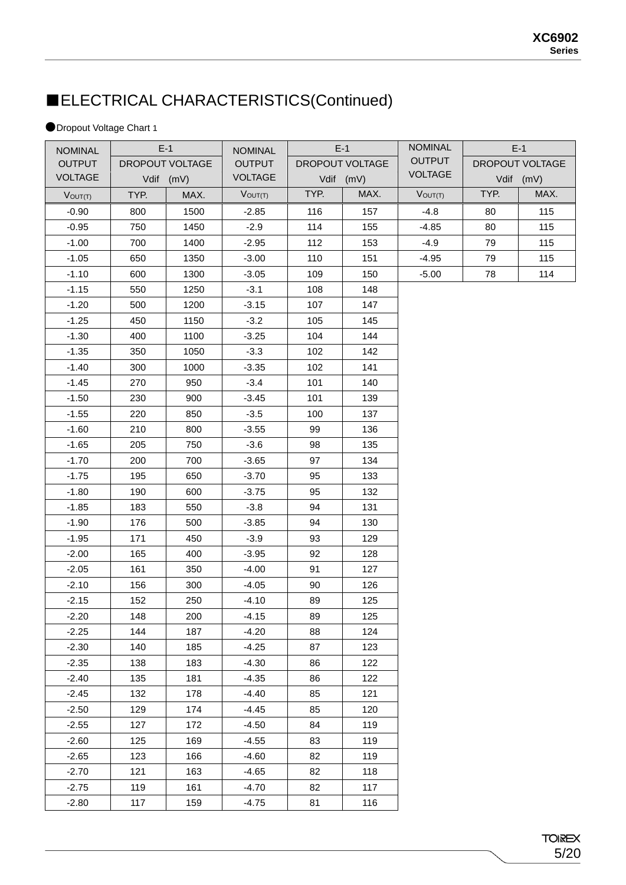## ■ELECTRICAL CHARACTERISTICS(Continued)

●Dropout Voltage Chart 1

| NOMINAL OUTPUT VOLTAGE | E-1 DROPOUT VOLTAGE Vdif (mV) | | NOMINAL OUTPUT VOLTAGE | E-1 DROPOUT VOLTAGE Vdif (mV) | | NOMINAL OUTPUT VOLTAGE | E-1 DROPOUT VOLTAGE Vdif (mV) | |
|---|---|---|---|---|---|---|---|---|
| $V_{OUT(T)}$ | TYP. | MAX. | $V_{OUT(T)}$ | TYP. | MAX. | $V_{OUT(T)}$ | TYP. | MAX. |
| -0.90 | 800 | 1500 | -2.85 | 116 | 157 | -4.8 | 80 | 115 |
| -0.95 | 750 | 1450 | -2.9 | 114 | 155 | -4.85 | 80 | 115 |
| -1.00 | 700 | 1400 | -2.95 | 112 | 153 | -4.9 | 79 | 115 |
| -1.05 | 650 | 1350 | -3.00 | 110 | 151 | -4.95 | 79 | 115 |
| -1.10 | 600 | 1300 | -3.05 | 109 | 150 | -5.00 | 78 | 114 |
| -1.15 | 550 | 1250 | -3.1 | 108 | 148 | | | |
| -1.20 | 500 | 1200 | -3.15 | 107 | 147 | | | |
| -1.25 | 450 | 1150 | -3.2 | 105 | 145 | | | |
| -1.30 | 400 | 1100 | -3.25 | 104 | 144 | | | |
| -1.35 | 350 | 1050 | -3.3 | 102 | 142 | | | |
| -1.40 | 300 | 1000 | -3.35 | 102 | 141 | | | |
| -1.45 | 270 | 950 | -3.4 | 101 | 140 | | | |
| -1.50 | 230 | 900 | -3.45 | 101 | 139 | | | |
| -1.55 | 220 | 850 | -3.5 | 100 | 137 | | | |
| -1.60 | 210 | 800 | -3.55 | 99 | 136 | | | |
| -1.65 | 205 | 750 | -3.6 | 98 | 135 | | | |
| -1.70 | 200 | 700 | -3.65 | 97 | 134 | | | |
| -1.75 | 195 | 650 | -3.70 | 95 | 133 | | | |
| -1.80 | 190 | 600 | -3.75 | 95 | 132 | | | |
| -1.85 | 183 | 550 | -3.8 | 94 | 131 | | | |
| -1.90 | 176 | 500 | -3.85 | 94 | 130 | | | |
| -1.95 | 171 | 450 | -3.9 | 93 | 129 | | | |
| -2.00 | 165 | 400 | -3.95 | 92 | 128 | | | |
| -2.05 | 161 | 350 | -4.00 | 91 | 127 | | | |
| -2.10 | 156 | 300 | -4.05 | 90 | 126 | | | |
| -2.15 | 152 | 250 | -4.10 | 89 | 125 | | | |
| -2.20 | 148 | 200 | -4.15 | 89 | 125 | | | |
| -2.25 | 144 | 187 | -4.20 | 88 | 124 | | | |
| -2.30 | 140 | 185 | -4.25 | 87 | 123 | | | |
| -2.35 | 138 | 183 | -4.30 | 86 | 122 | | | |
| -2.40 | 135 | 181 | -4.35 | 86 | 122 | | | |
| -2.45 | 132 | 178 | -4.40 | 85 | 121 | | | |
| -2.50 | 129 | 174 | -4.45 | 85 | 120 | | | |
| -2.55 | 127 | 172 | -4.50 | 84 | 119 | | | |
| -2.60 | 125 | 169 | -4.55 | 83 | 119 | | | |
| -2.65 | 123 | 166 | -4.60 | 82 | 119 | | | |
| -2.70 | 121 | 163 | -4.65 | 82 | 118 | | | |
| -2.75 | 119 | 161 | -4.70 | 82 | 117 | | | |
| -2.80 | 117 | 159 | -4.75 | 81 | 116 | | | |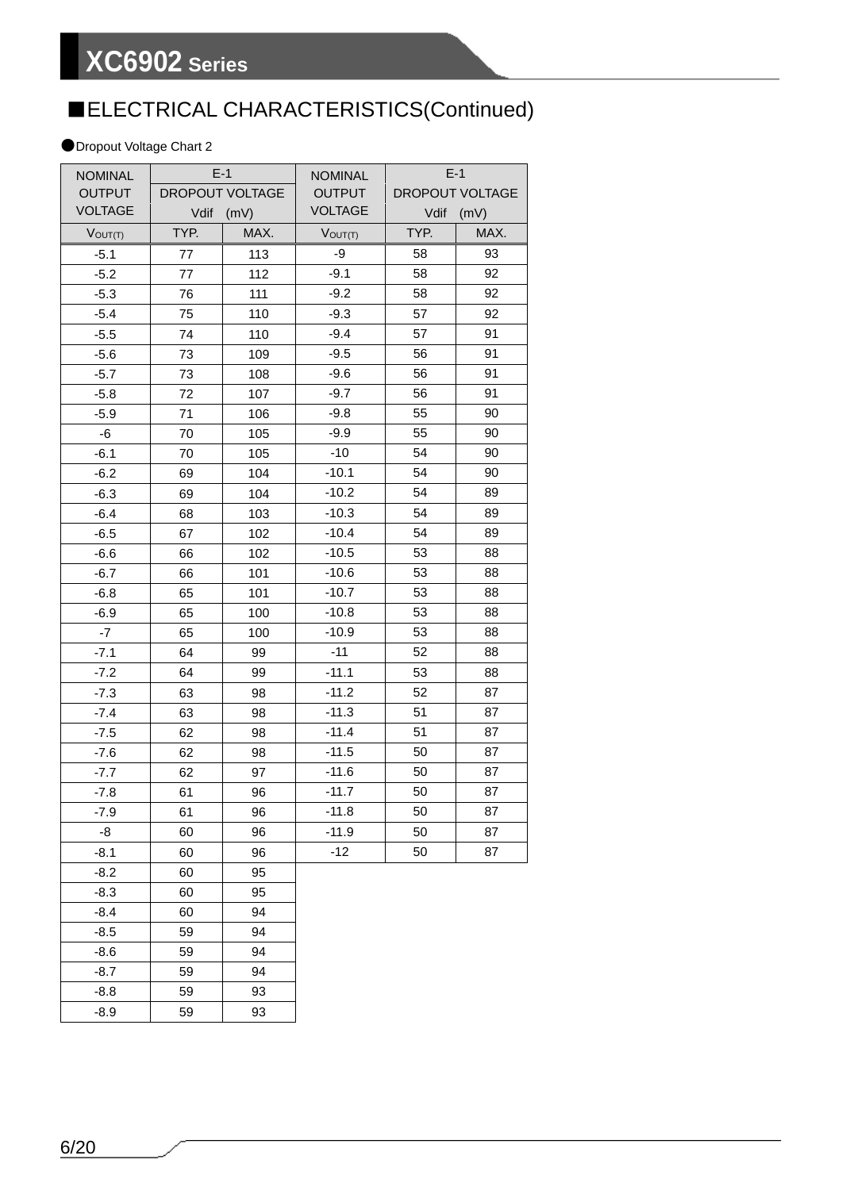## ■ELECTRICAL CHARACTERISTICS(Continued)

●Dropout Voltage Chart 2

| NOMINAL OUTPUT VOLTAGE | E-1 DROPOUT VOLTAGE Vdif (mV) | | NOMINAL OUTPUT VOLTAGE | E-1 DROPOUT VOLTAGE Vdif (mV) | |
|---|---|---|---|---|---|
| $V_{OUT(T)}$ | TYP. | MAX. | $V_{OUT(T)}$ | TYP. | MAX. |
| -5.1 | 77 | 113 | -9 | 58 | 93 |
| -5.2 | 77 | 112 | -9.1 | 58 | 92 |
| -5.3 | 76 | 111 | -9.2 | 58 | 92 |
| -5.4 | 75 | 110 | -9.3 | 57 | 92 |
| -5.5 | 74 | 110 | -9.4 | 57 | 91 |
| -5.6 | 73 | 109 | -9.5 | 56 | 91 |
| -5.7 | 73 | 108 | -9.6 | 56 | 91 |
| -5.8 | 72 | 107 | -9.7 | 56 | 91 |
| -5.9 | 71 | 106 | -9.8 | 55 | 90 |
| -6 | 70 | 105 | -9.9 | 55 | 90 |
| -6.1 | 70 | 105 | -10 | 54 | 90 |
| -6.2 | 69 | 104 | -10.1 | 54 | 90 |
| -6.3 | 69 | 104 | -10.2 | 54 | 89 |
| -6.4 | 68 | 103 | -10.3 | 54 | 89 |
| -6.5 | 67 | 102 | -10.4 | 54 | 89 |
| -6.6 | 66 | 102 | -10.5 | 53 | 88 |
| -6.7 | 66 | 101 | -10.6 | 53 | 88 |
| -6.8 | 65 | 101 | -10.7 | 53 | 88 |
| -6.9 | 65 | 100 | -10.8 | 53 | 88 |
| -7 | 65 | 100 | -10.9 | 53 | 88 |
| -7.1 | 64 | 99 | -11 | 52 | 88 |
| -7.2 | 64 | 99 | -11.1 | 53 | 88 |
| -7.3 | 63 | 98 | -11.2 | 52 | 87 |
| -7.4 | 63 | 98 | -11.3 | 51 | 87 |
| -7.5 | 62 | 98 | -11.4 | 51 | 87 |
| -7.6 | 62 | 98 | -11.5 | 50 | 87 |
| -7.7 | 62 | 97 | -11.6 | 50 | 87 |
| -7.8 | 61 | 96 | -11.7 | 50 | 87 |
| -7.9 | 61 | 96 | -11.8 | 50 | 87 |
| -8 | 60 | 96 | -11.9 | 50 | 87 |
| -8.1 | 60 | 96 | -12 | 50 | 87 |
| -8.2 | 60 | 95 | | | |
| -8.3 | 60 | 95 | | | |
| -8.4 | 60 | 94 | | | |
| -8.5 | 59 | 94 | | | |
| -8.6 | 59 | 94 | | | |
| -8.7 | 59 | 94 | | | |
| -8.8 | 59 | 93 | | | |
| -8.9 | 59 | 93 | | | |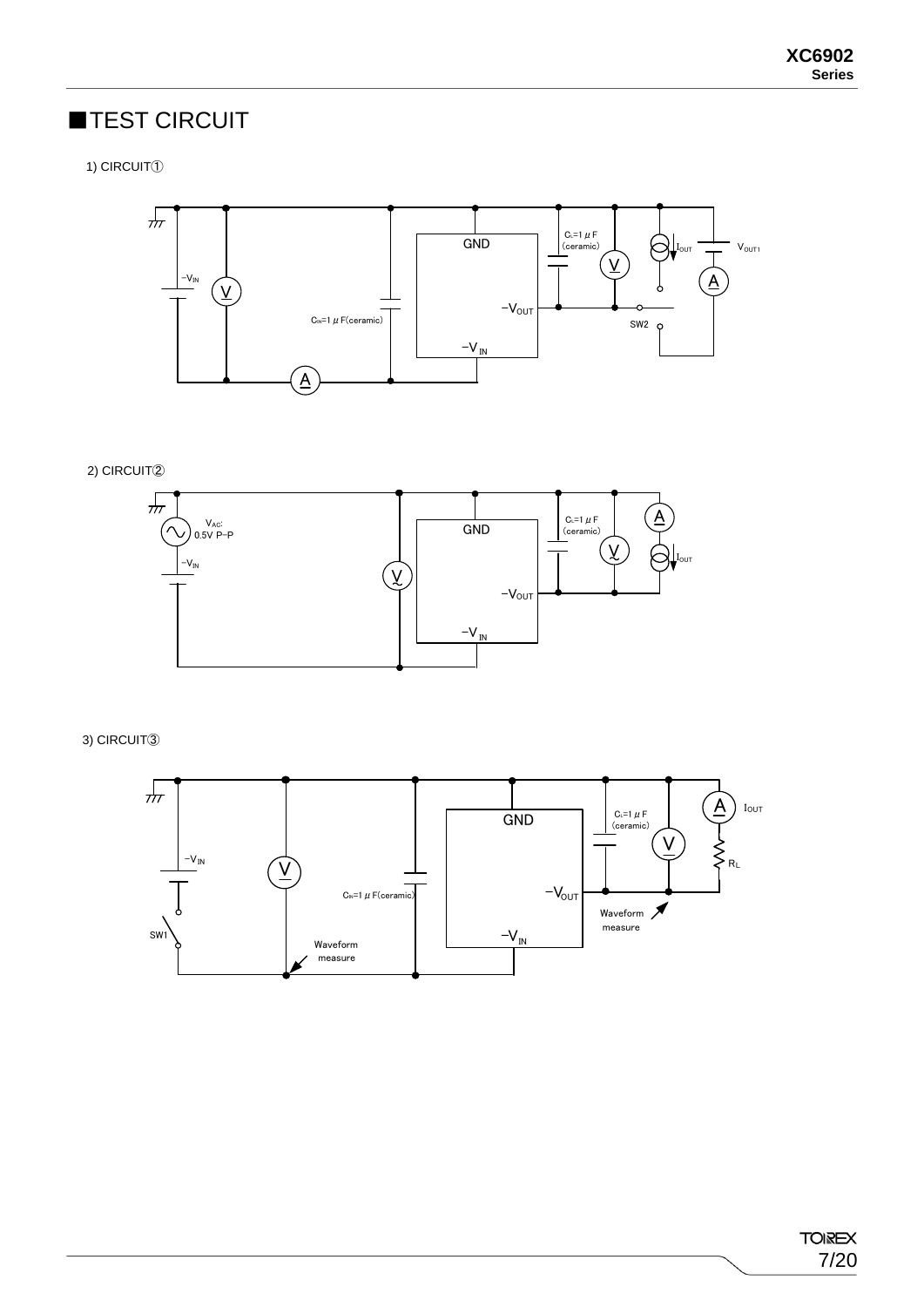## ■TEST CIRCUIT

1) CIRCUIT①

2) CIRCUIT②

3) CIRCUIT③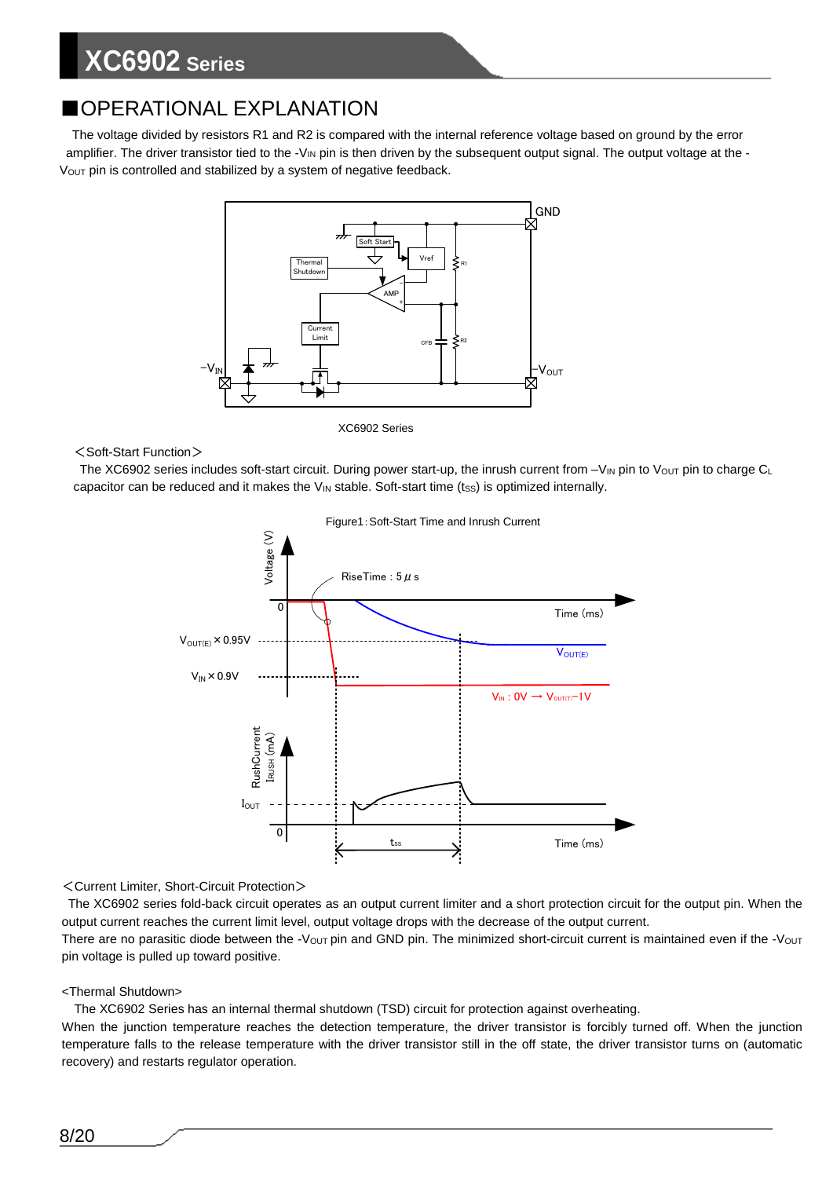## ■OPERATIONAL EXPLANATION

The voltage divided by resistors R1 and R2 is compared with the internal reference voltage based on ground by the error amplifier. The driver transistor tied to the $-V_{IN}$ pin is then driven by the subsequent output signal. The output voltage at the $-V_{OUT}$ pin is controlled and stabilized by a system of negative feedback.

XC6902 Series

＜Soft-Start Function＞

The XC6902 series includes soft-start circuit. During power start-up, the inrush current from $-V_{IN}$ pin to $V_{OUT}$ pin to charge $C_L$ capacitor can be reduced and it makes the $V_{IN}$ stable. Soft-start time ($t_{SS}$) is optimized internally.

Figure1: Soft-Start Time and Inrush Current

＜Current Limiter, Short-Circuit Protection＞

The XC6902 series fold-back circuit operates as an output current limiter and a short protection circuit for the output pin. When the output current reaches the current limit level, output voltage drops with the decrease of the output current.

There are no parasitic diode between the $-V_{OUT}$ pin and GND pin. The minimized short-circuit current is maintained even if the $-V_{OUT}$ pin voltage is pulled up toward positive.

<Thermal Shutdown>

The XC6902 Series has an internal thermal shutdown (TSD) circuit for protection against overheating.

When the junction temperature reaches the detection temperature, the driver transistor is forcibly turned off. When the junction temperature falls to the release temperature with the driver transistor still in the off state, the driver transistor turns on (automatic recovery) and restarts regulator operation.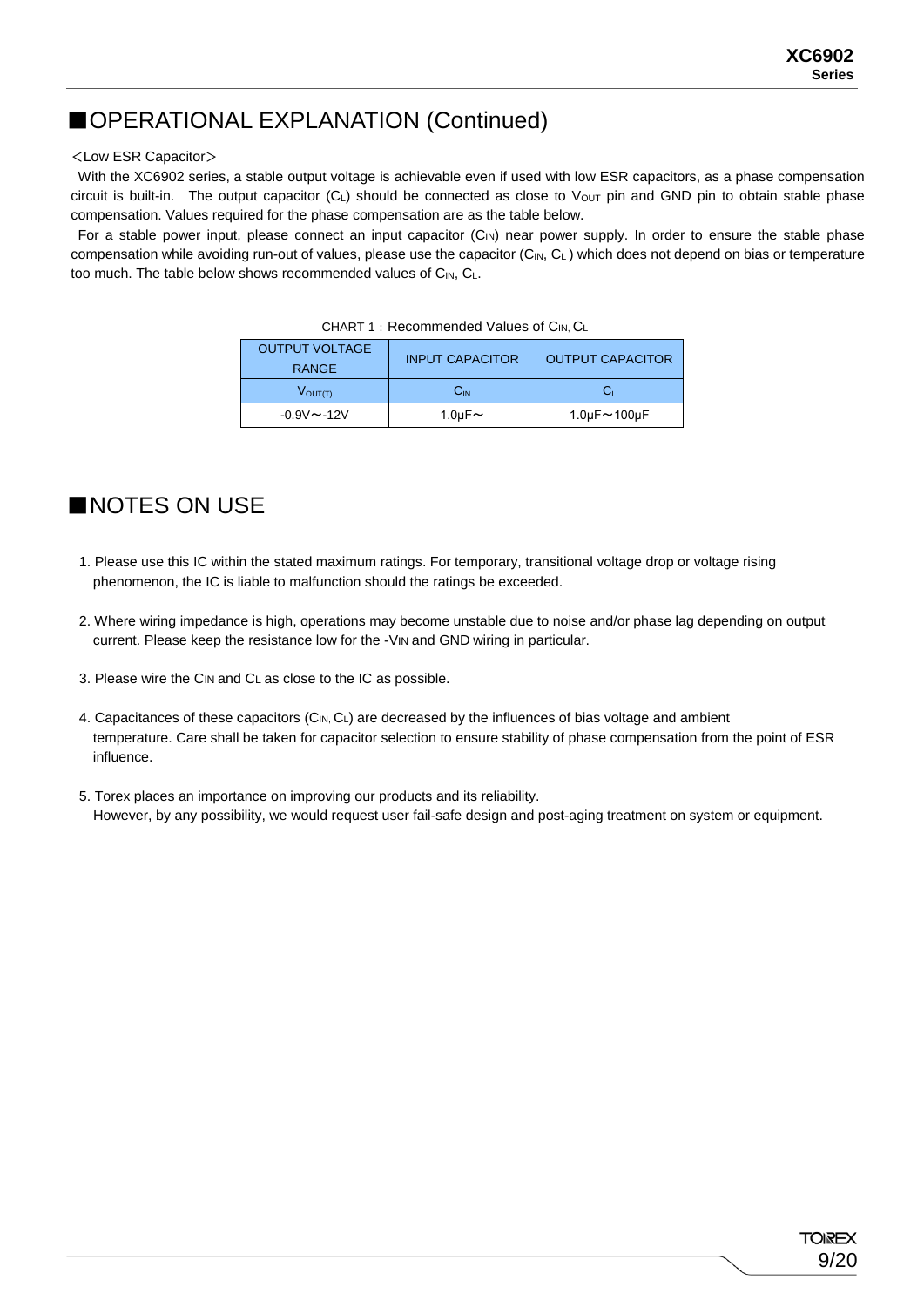## ■OPERATIONAL EXPLANATION (Continued)

＜Low ESR Capacitor＞

With the XC6902 series, a stable output voltage is achievable even if used with low ESR capacitors, as a phase compensation circuit is built-in. The output capacitor ($C_L$) should be connected as close to $V_{OUT}$ pin and GND pin to obtain stable phase compensation. Values required for the phase compensation are as the table below.

For a stable power input, please connect an input capacitor ($C_{IN}$) near power supply. In order to ensure the stable phase compensation while avoiding run-out of values, please use the capacitor ($C_{IN}$, $C_L$) which does not depend on bias or temperature too much. The table below shows recommended values of $C_{IN}$, $C_L$.

CHART 1 : Recommended Values of $C_{IN}$, $C_L$

| OUTPUT VOLTAGE RANGE | INPUT CAPACITOR | OUTPUT CAPACITOR |
|---|---|---|
| $V_{OUT(T)}$ | $C_{IN}$ | $C_L$ |
| -0.9V～-12V | 1.0μF～ | 1.0μF～100μF |

## ■NOTES ON USE

1. Please use this IC within the stated maximum ratings. For temporary, transitional voltage drop or voltage rising phenomenon, the IC is liable to malfunction should the ratings be exceeded.
2. Where wiring impedance is high, operations may become unstable due to noise and/or phase lag depending on output current. Please keep the resistance low for the $-V_{IN}$ and GND wiring in particular.
3. Please wire the $C_{IN}$ and $C_L$ as close to the IC as possible.
4. Capacitances of these capacitors ($C_{IN}$, $C_L$) are decreased by the influences of bias voltage and ambient temperature. Care shall be taken for capacitor selection to ensure stability of phase compensation from the point of ESR influence.
5. Torex places an importance on improving our products and its reliability.
   However, by any possibility, we would request user fail-safe design and post-aging treatment on system or equipment.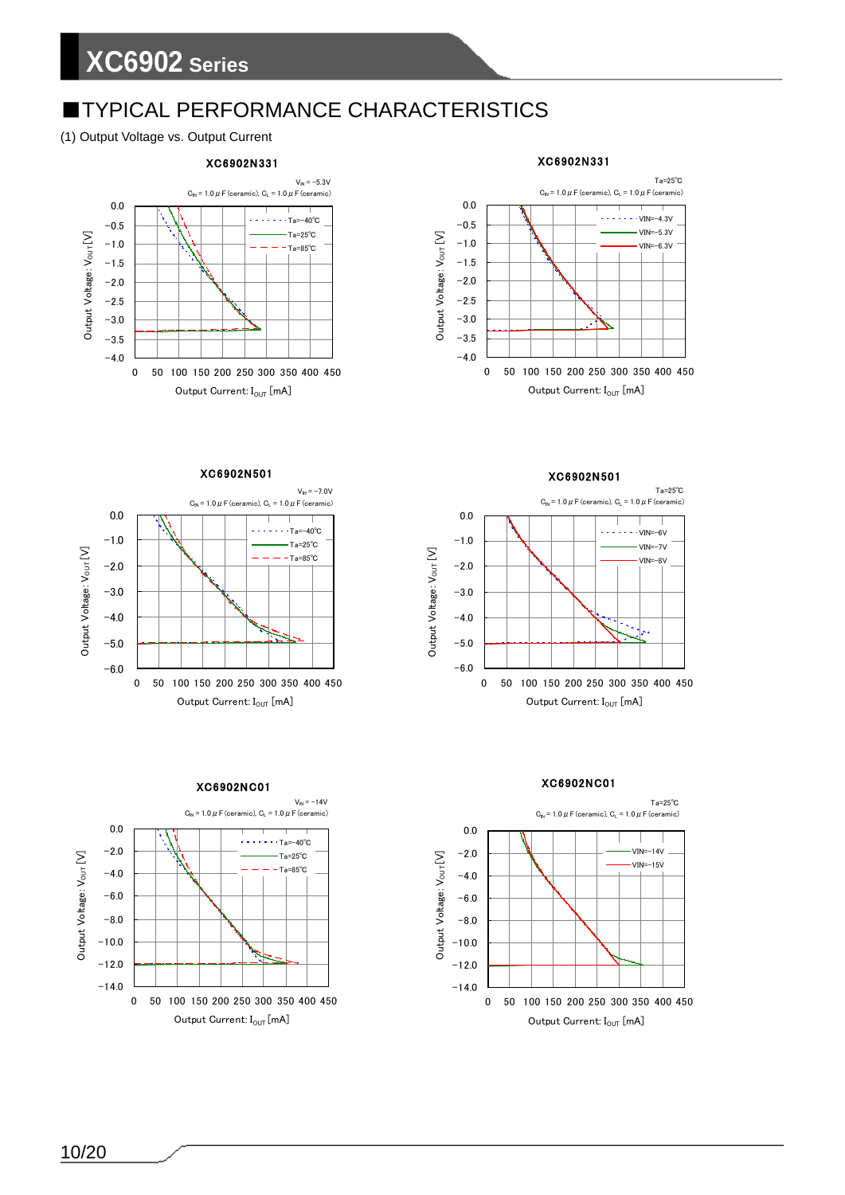## ■TYPICAL PERFORMANCE CHARACTERISTICS

(1) Output Voltage vs. Output Current

**XC6902N331**

$V_{IN}$ = −5.3V
$C_{IN}$ = 1.0μF (ceramic), $C_L$ = 1.0μF (ceramic)

Legend: Ta=−40℃, Ta=25℃, Ta=85℃

Axes: Output Voltage: $V_{OUT}$ [V] (0.0 to −4.0); Output Current: $I_{OUT}$ [mA] (0 to 450)

**XC6902N331**

Ta=25℃
$C_{IN}$ = 1.0μF (ceramic), $C_L$ = 1.0μF (ceramic)

Legend: VIN=−4.3V, VIN=−5.3V, VIN=−6.3V

Axes: Output Voltage: $V_{OUT}$ [V] (0.0 to −4.0); Output Current: $I_{OUT}$ [mA] (0 to 450)

**XC6902N501**

$V_{IN}$ = −7.0V
$C_{IN}$ = 1.0μF (ceramic), $C_L$ = 1.0μF (ceramic)

Legend: Ta=−40℃, Ta=25℃, Ta=85℃

Axes: Output Voltage: $V_{OUT}$ [V] (0.0 to −6.0); Output Current: $I_{OUT}$ [mA] (0 to 450)

**XC6902N501**

Ta=25℃
$C_{IN}$ = 1.0μF (ceramic), $C_L$ = 1.0μF (ceramic)

Legend: VIN=−6V, VIN=−7V, VIN=−8V

Axes: Output Voltage: $V_{OUT}$ [V] (0.0 to −6.0); Output Current: $I_{OUT}$ [mA] (0 to 450)

**XC6902NC01**

$V_{IN}$ = −14V
$C_{IN}$ = 1.0μF (ceramic), $C_L$ = 1.0μF (ceramic)

Legend: Ta=−40℃, Ta=25℃, Ta=85℃

Axes: Output Voltage: $V_{OUT}$ [V] (0.0 to −14.0); Output Current: $I_{OUT}$ [mA] (0 to 450)

**XC6902NC01**

Ta=25℃
$C_{IN}$ = 1.0μF (ceramic), $C_L$ = 1.0μF (ceramic)

Legend: VIN=−14V, VIN=−15V

Axes: Output Voltage: $V_{OUT}$ [V] (0.0 to −14.0); Output Current: $I_{OUT}$ [mA] (0 to 450)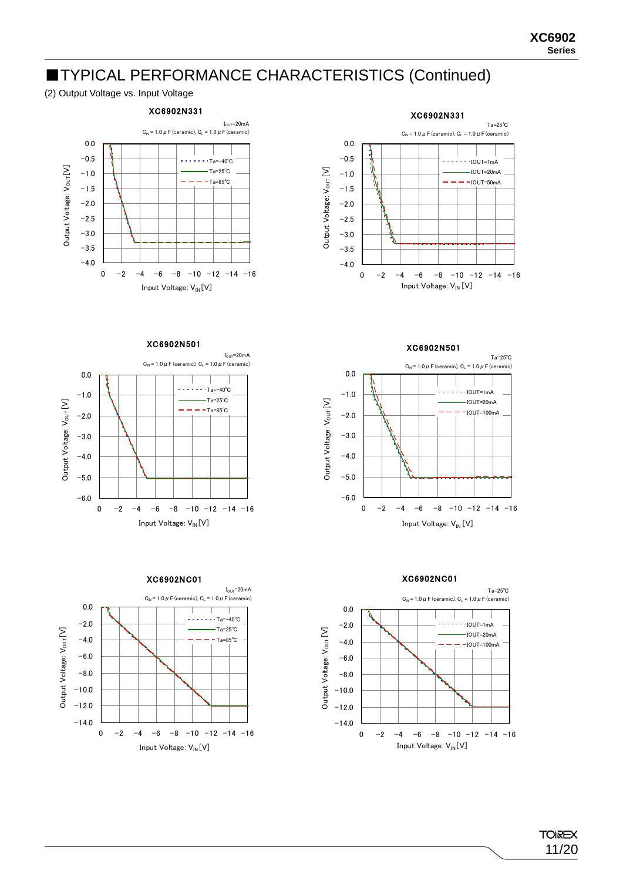## ■TYPICAL PERFORMANCE CHARACTERISTICS (Continued)

(2) Output Voltage vs. Input Voltage

**XC6902N331**

$I_{OUT}$=20mA

$C_{IN}$ = 1.0 μF (ceramic), $C_L$ = 1.0 μF (ceramic)

Legend: Ta=-40℃, Ta=25℃, Ta=85℃

Output Voltage: $V_{OUT}$ [V] (0.0 to −4.0) vs. Input Voltage: $V_{IN}$ [V] (0 to −16)

**XC6902N331**

Ta=25℃

$C_{IN}$ = 1.0 μF (ceramic), $C_L$ = 1.0 μF (ceramic)

Legend: IOUT=1mA, IOUT=20mA, IOUT=50mA

Output Voltage: $V_{OUT}$ [V] (0.0 to −4.0) vs. Input Voltage: $V_{IN}$ [V] (0 to −16)

**XC6902N501**

$I_{OUT}$=20mA

$C_{IN}$ = 1.0 μF (ceramic), $C_L$ = 1.0 μF (ceramic)

Legend: Ta=-40℃, Ta=25℃, Ta=85℃

Output Voltage: $V_{OUT}$ [V] (0.0 to −6.0) vs. Input Voltage: $V_{IN}$ [V] (0 to −16)

**XC6902N501**

Ta=25℃

$C_{IN}$ = 1.0 μF (ceramic), $C_L$ = 1.0 μF (ceramic)

Legend: IOUT=1mA, IOUT=20mA, IOUT=100mA

Output Voltage: $V_{OUT}$ [V] (0.0 to −6.0) vs. Input Voltage: $V_{IN}$ [V] (0 to −16)

**XC6902NC01**

$I_{OUT}$=20mA

$C_{IN}$ = 1.0 μF (ceramic), $C_L$ = 1.0 μF (ceramic)

Legend: Ta=-40℃, Ta=25℃, Ta=85℃

Output Voltage: $V_{OUT}$ [V] (0.0 to −14.0) vs. Input Voltage: $V_{IN}$ [V] (0 to −16)

**XC6902NC01**

Ta=25℃

$C_{IN}$ = 1.0 μF (ceramic), $C_L$ = 1.0 μF (ceramic)

Legend: IOUT=1mA, IOUT=20mA, IOUT=100mA

Output Voltage: $V_{OUT}$ [V] (0.0 to −14.0) vs. Input Voltage: $V_{IN}$ [V] (0 to −16)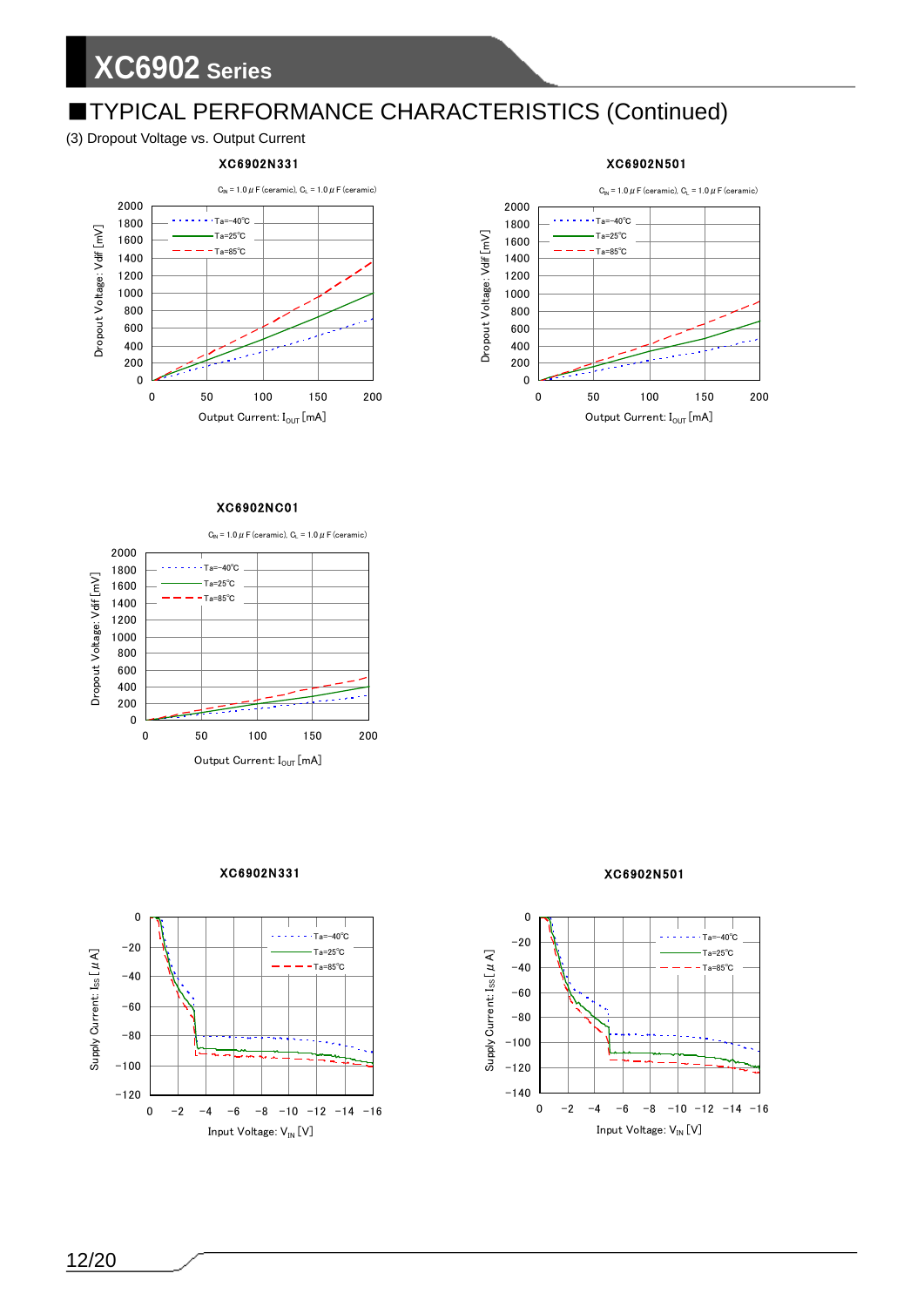## ■TYPICAL PERFORMANCE CHARACTERISTICS (Continued)

(3) Dropout Voltage vs. Output Current

**XC6902N331**

$C_{IN}$ = 1.0 μF (ceramic), $C_L$ = 1.0 μF (ceramic)

Ta=-40℃, Ta=25℃, Ta=85℃

Dropout Voltage: Vdif [mV]

Output Current: $I_{OUT}$ [mA]

**XC6902N501**

$C_{IN}$ = 1.0 μF (ceramic), $C_L$ = 1.0 μF (ceramic)

Ta=-40℃, Ta=25℃, Ta=85℃

Dropout Voltage: Vdif [mV]

Output Current: $I_{OUT}$ [mA]

**XC6902NC01**

$C_{IN}$ = 1.0 μF (ceramic), $C_L$ = 1.0 μF (ceramic)

Ta=-40℃, Ta=25℃, Ta=85℃

Dropout Voltage: Vdif [mV]

Output Current: $I_{OUT}$ [mA]

**XC6902N331**

Ta=-40℃, Ta=25℃, Ta=85℃

Supply Current: $I_{SS}$ [μA]

Input Voltage: $V_{IN}$ [V]

**XC6902N501**

Ta=-40℃, Ta=25℃, Ta=85℃

Supply Current: $I_{SS}$ [μA]

Input Voltage: $V_{IN}$ [V]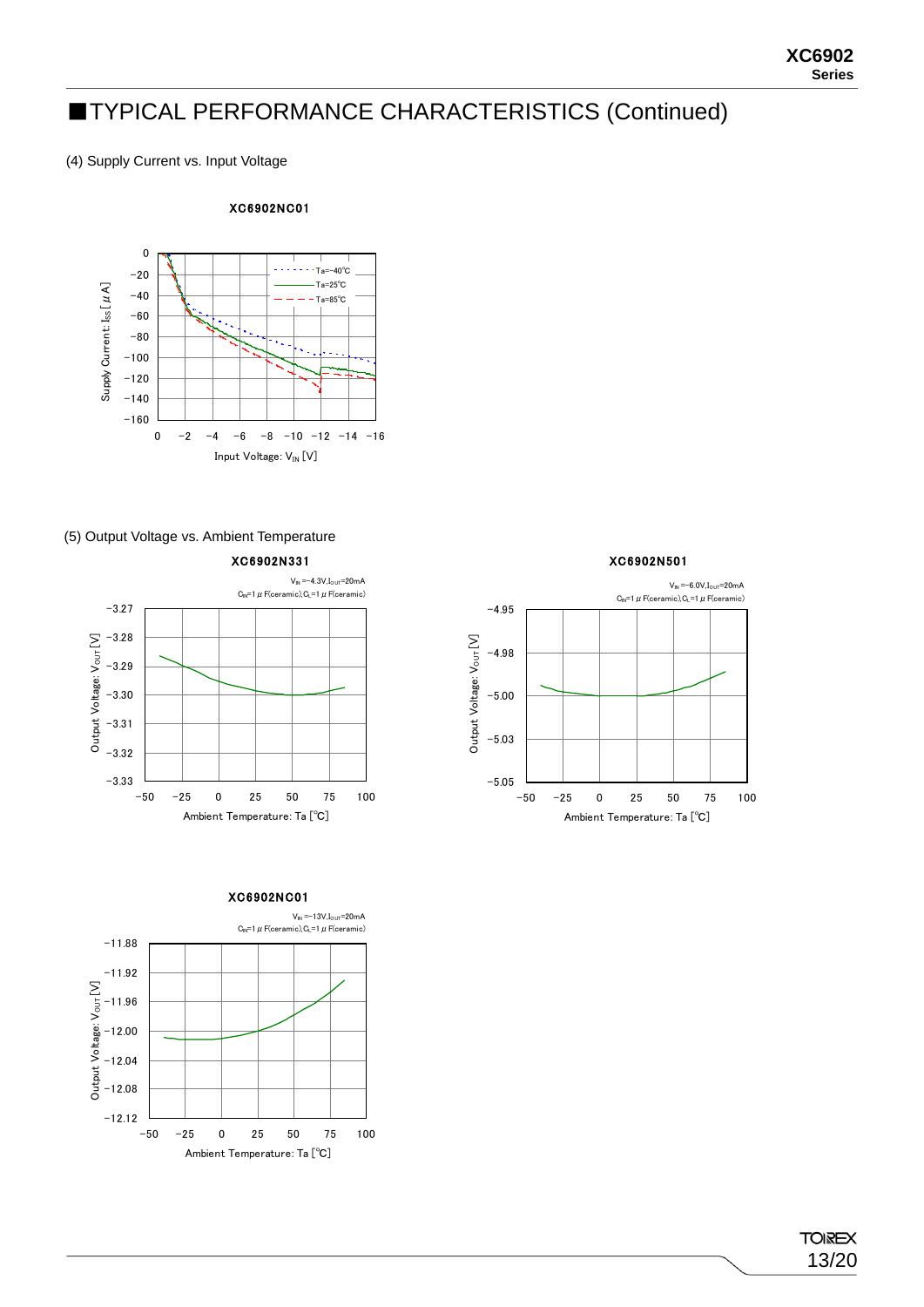## ■TYPICAL PERFORMANCE CHARACTERISTICS (Continued)

(4) Supply Current vs. Input Voltage

**XC6902NC01**

Supply Current: $I_{SS}$ [μA] vs. Input Voltage: $V_{IN}$ [V]

Ta=-40℃, Ta=25℃, Ta=85℃

(5) Output Voltage vs. Ambient Temperature

**XC6902N331**

$V_{IN}$=-4.3V, $I_{OUT}$=20mA
$C_{IN}$=1μF(ceramic), $C_L$=1μF(ceramic)

Output Voltage: $V_{OUT}$ [V] vs. Ambient Temperature: Ta [℃]

**XC6902N501**

$V_{IN}$=-6.0V, $I_{OUT}$=20mA
$C_{IN}$=1μF(ceramic), $C_L$=1μF(ceramic)

Output Voltage: $V_{OUT}$ [V] vs. Ambient Temperature: Ta [℃]

**XC6902NC01**

$V_{IN}$=-13V, $I_{OUT}$=20mA
$C_{IN}$=1μF(ceramic), $C_L$=1μF(ceramic)

Output Voltage: $V_{OUT}$ [V] vs. Ambient Temperature: Ta [℃]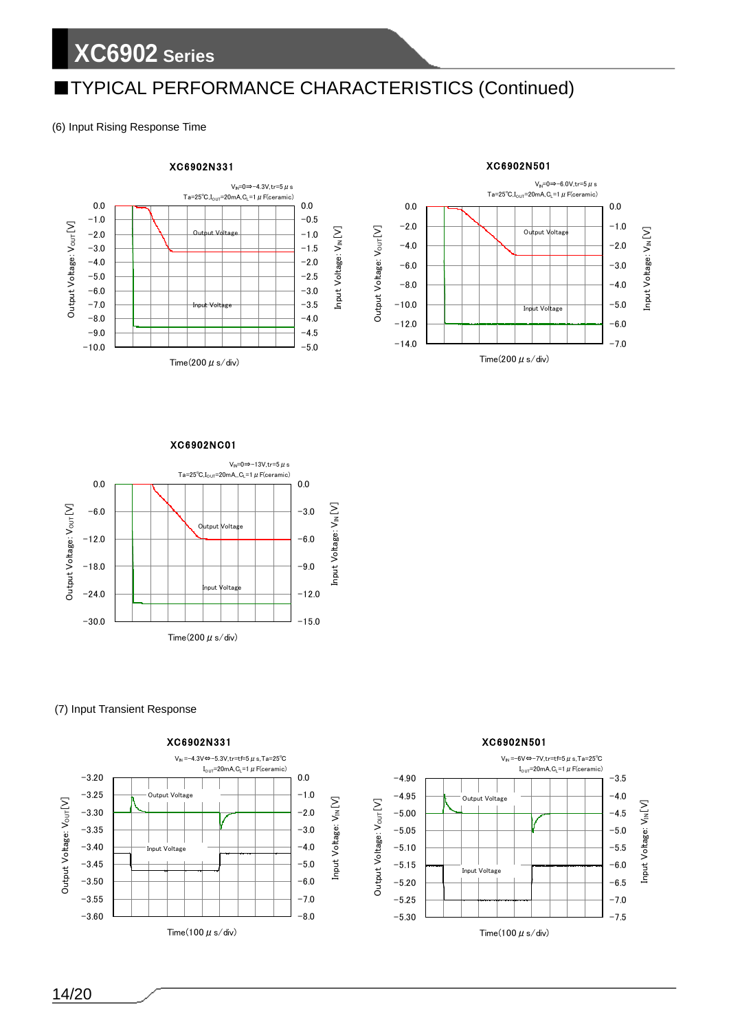## ■TYPICAL PERFORMANCE CHARACTERISTICS (Continued)

(6) Input Rising Response Time

**XC6902N331**

$V_{IN}$=0⇒−4.3V,tr=5 μ s
Ta=25℃,$I_{OUT}$=20mA,$C_L$=1 μ F(ceramic)

Output Voltage: $V_{OUT}$[V] (0.0 to −10.0); Input Voltage: $V_{IN}$[V] (0.0 to −5.0)

Output Voltage, Input Voltage

Time(200 μ s/div)

**XC6902N501**

$V_{IN}$=0⇒−6.0V,tr=5 μ s
Ta=25℃,$I_{OUT}$=20mA,$C_L$=1 μ F(ceramic)

Output Voltage: $V_{OUT}$[V] (0.0 to −14.0); Input Voltage: $V_{IN}$[V] (0.0 to −7.0)

Output Voltage, Input Voltage

Time(200 μ s/div)

**XC6902NC01**

$V_{IN}$=0⇒−13V,tr=5 μ s
Ta=25℃,$I_{OUT}$=20mA,,$C_L$=1 μ F(ceramic)

Output Voltage: $V_{OUT}$[V] (0.0 to −30.0); Input Voltage: $V_{IN}$[V] (0.0 to −15.0)

Output Voltage, Input Voltage

Time(200 μ s/div)

(7) Input Transient Response

**XC6902N331**

$V_{IN}$ =−4.3V⇔−5.3V,tr=tf=5 μ s,Ta=25℃
$I_{OUT}$=20mA,$C_L$=1 μ F(ceramic)

Output Voltage: $V_{OUT}$[V] (−3.20 to −3.60); Input Voltage: $V_{IN}$[V] (0.0 to −8.0)

Output Voltage, Input Voltage

Time(100 μ s/div)

**XC6902N501**

$V_{IN}$ =−6V⇔−7V,tr=tf=5 μ s,Ta=25℃
$I_{OUT}$=20mA,$C_L$=1 μ F(ceramic)

Output Voltage: $V_{OUT}$[V] (−4.90 to −5.30); Input Voltage: $V_{IN}$[V] (−3.5 to −7.5)

Output Voltage, Input Voltage

Time(100 μ s/div)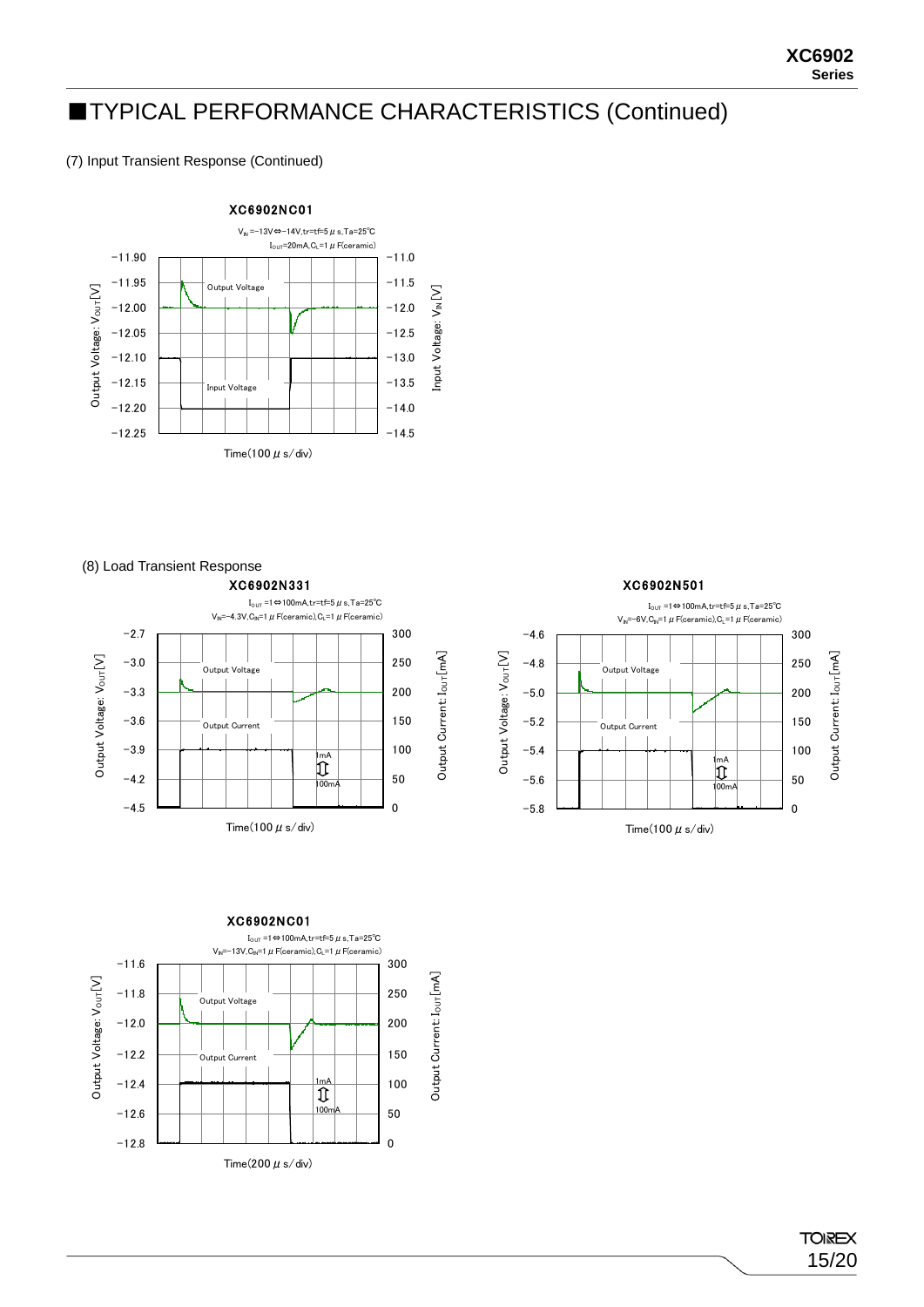## ■TYPICAL PERFORMANCE CHARACTERISTICS (Continued)

(7) Input Transient Response (Continued)

**XC6902NC01**

$V_{IN}$=−13V⇔−14V,tr=tf=5$\mu$s,Ta=25℃
$I_{OUT}$=20mA,$C_L$=1$\mu$F(ceramic)

Output Voltage: $V_{OUT}$[V] / Input Voltage: $V_{IN}$[V]

Output Voltage / Input Voltage

Time(100$\mu$s/div)

(8) Load Transient Response

**XC6902N331**

$I_{OUT}$=1⇔100mA,tr=tf=5$\mu$s,Ta=25℃
$V_{IN}$=−4.3V,$C_{IN}$=1$\mu$F(ceramic),$C_L$=1$\mu$F(ceramic)

Output Voltage: $V_{OUT}$[V] / Output Current: $I_{OUT}$[mA]

Output Voltage / Output Current / 1mA ⇕ 100mA

Time(100$\mu$s/div)

**XC6902N501**

$I_{OUT}$=1⇔100mA,tr=tf=5$\mu$s,Ta=25℃
$V_{IN}$=−6V,$C_{IN}$=1$\mu$F(ceramic),$C_L$=1$\mu$F(ceramic)

Output Voltage: $V_{OUT}$[V] / Output Current: $I_{OUT}$[mA]

Output Voltage / Output Current / 1mA ⇕ 100mA

Time(100$\mu$s/div)

**XC6902NC01**

$I_{OUT}$=1⇔100mA,tr=tf=5$\mu$s,Ta=25℃
$V_{IN}$=−13V,$C_{IN}$=1$\mu$F(ceramic),$C_L$=1$\mu$F(ceramic)

Output Voltage: $V_{OUT}$[V] / Output Current: $I_{OUT}$[mA]

Output Voltage / Output Current / 1mA ⇕ 100mA

Time(200$\mu$s/div)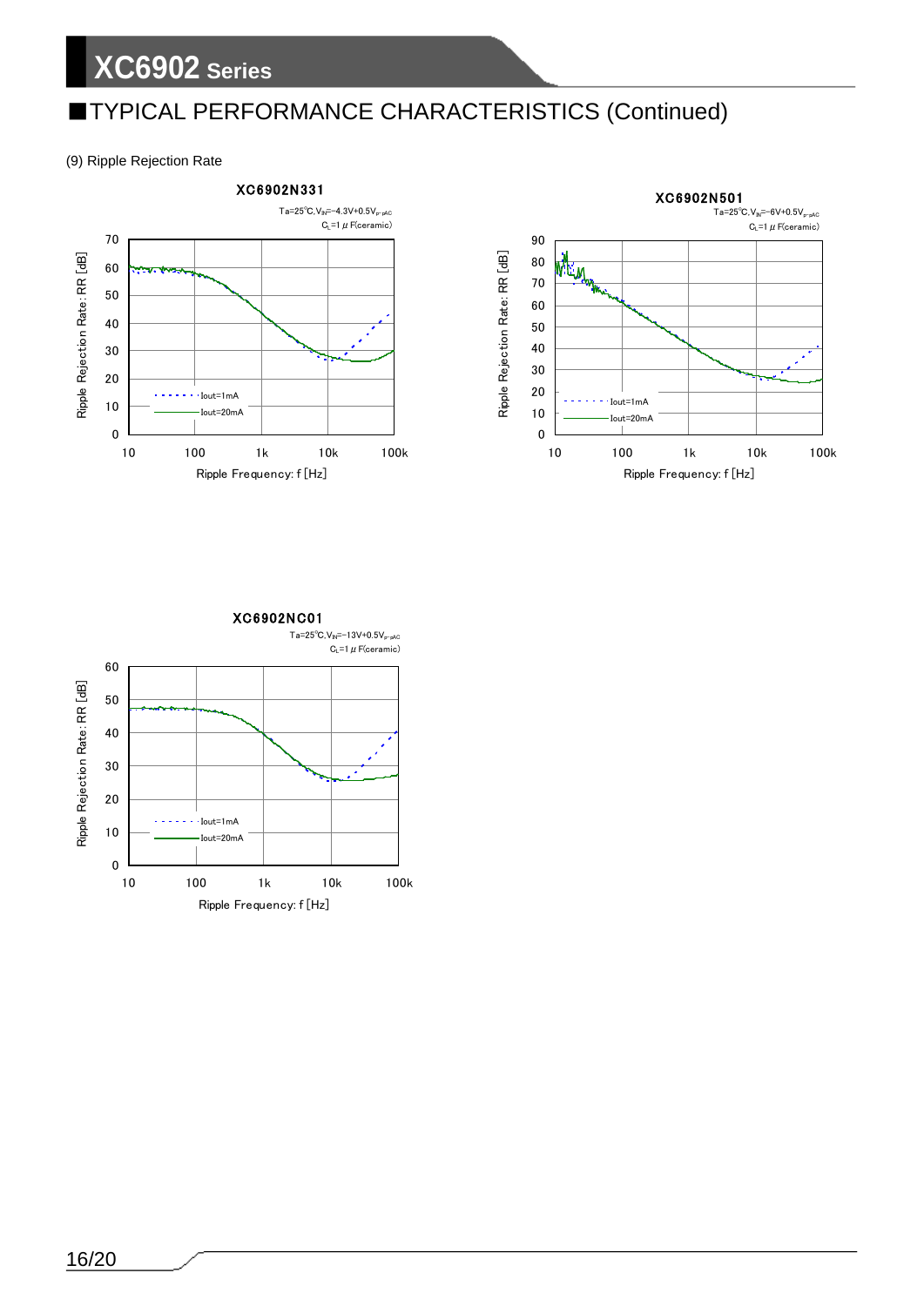## TYPICAL PERFORMANCE CHARACTERISTICS (Continued)

(9) Ripple Rejection Rate

**XC6902N331**

Ta=25℃, $V_{IN}$=-4.3V+0.5$V_{p\text{-}pAC}$
$C_L$=1μF(ceramic)

Ripple Rejection Rate: RR [dB]

Ripple Frequency: f [Hz]

Iout=1mA
Iout=20mA

**XC6902N501**

Ta=25℃, $V_{IN}$=-6V+0.5$V_{p\text{-}pAC}$
$C_L$=1μF(ceramic)

Ripple Rejection Rate: RR [dB]

Ripple Frequency: f [Hz]

Iout=1mA
Iout=20mA

**XC6902NC01**

Ta=25℃, $V_{IN}$=-13V+0.5$V_{p\text{-}pAC}$
$C_L$=1μF(ceramic)

Ripple Rejection Rate: RR [dB]

Ripple Frequency: f [Hz]

Iout=1mA
Iout=20mA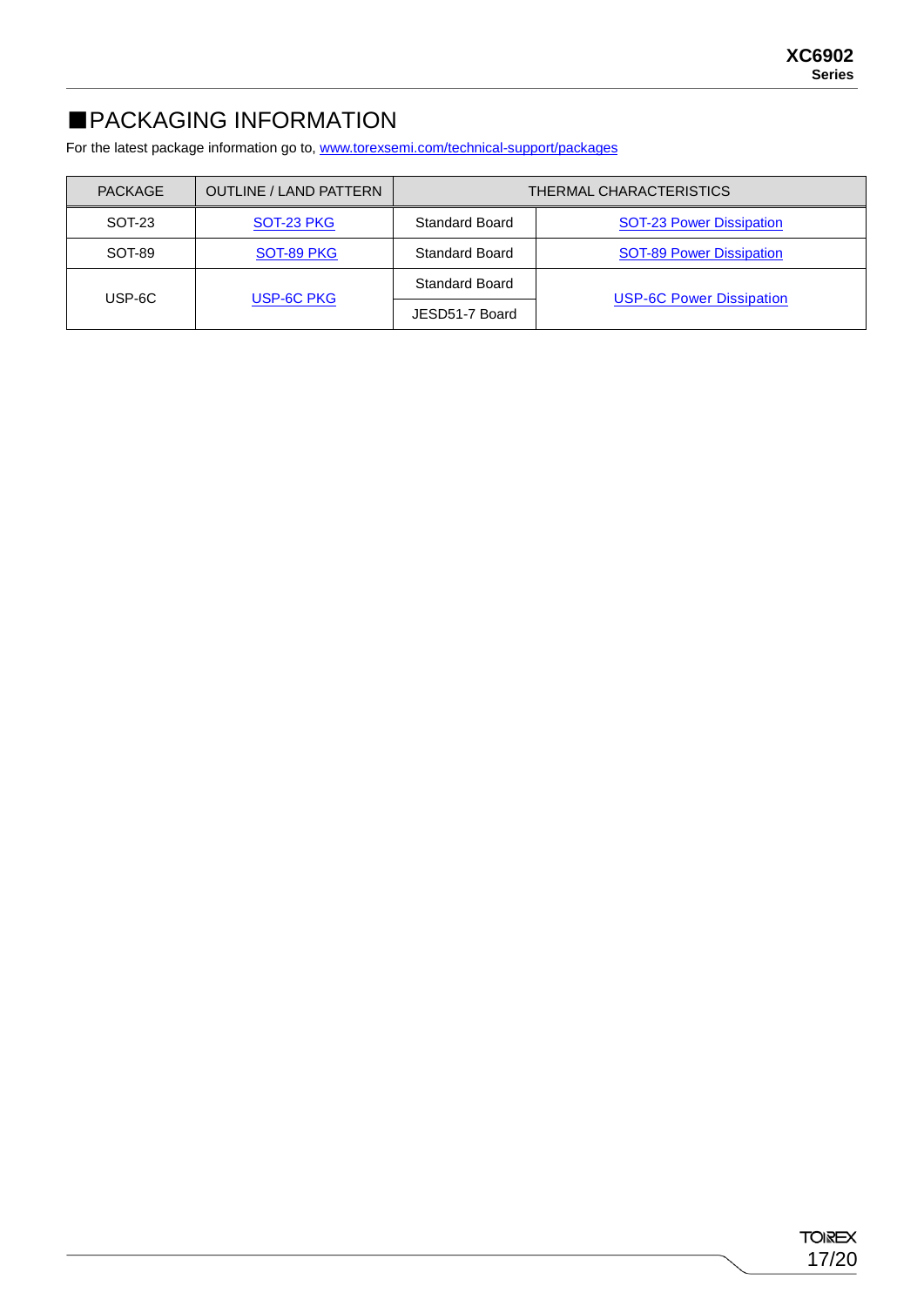# ■PACKAGING INFORMATION

For the latest package information go to, www.torexsemi.com/technical-support/packages

| PACKAGE | OUTLINE / LAND PATTERN | THERMAL CHARACTERISTICS | |
|---|---|---|---|
| SOT-23 | SOT-23 PKG | Standard Board | SOT-23 Power Dissipation |
| SOT-89 | SOT-89 PKG | Standard Board | SOT-89 Power Dissipation |
| USP-6C | USP-6C PKG | Standard Board | USP-6C Power Dissipation |
| | | JESD51-7 Board | |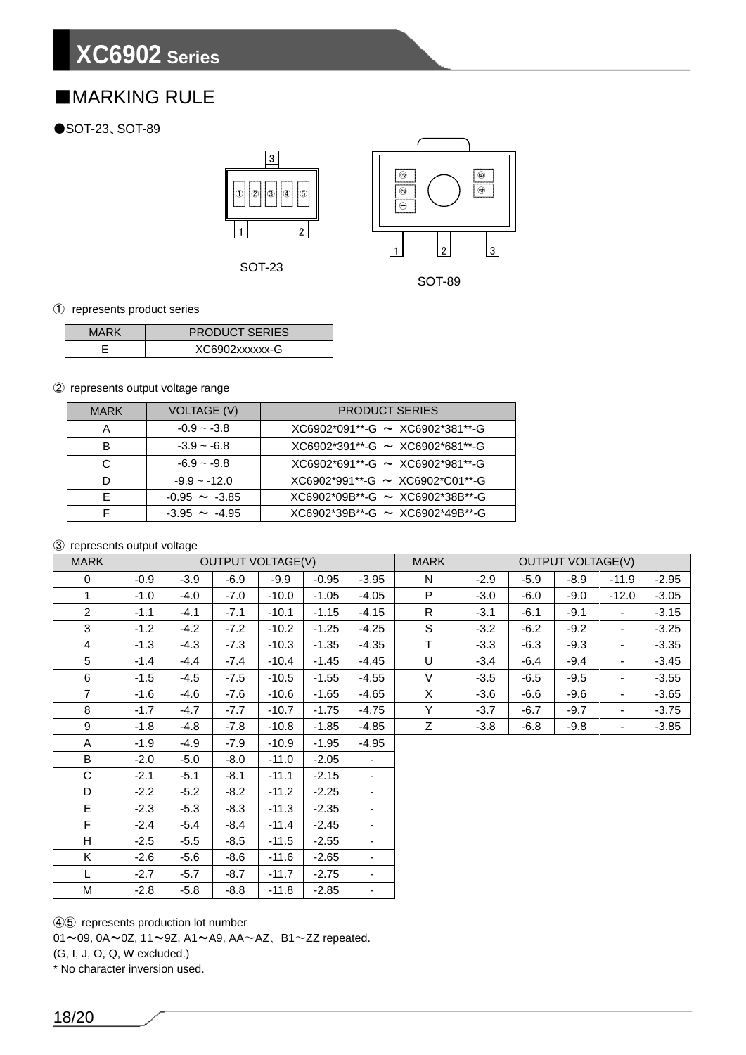## ■MARKING RULE

●SOT-23、SOT-89

SOT-23

SOT-89

① represents product series

| MARK | PRODUCT SERIES |
|---|---|
| E | XC6902xxxxxx-G |

② represents output voltage range

| MARK | VOLTAGE (V) | PRODUCT SERIES |
|---|---|---|
| A | -0.9 ~ -3.8 | XC6902*091**-G ～ XC6902*381**-G |
| B | -3.9 ~ -6.8 | XC6902*391**-G ～ XC6902*681**-G |
| C | -6.9 ~ -9.8 | XC6902*691**-G ～ XC6902*981**-G |
| D | -9.9 ~ -12.0 | XC6902*991**-G ～ XC6902*C01**-G |
| E | -0.95 ～ -3.85 | XC6902*09B**-G ～ XC6902*38B**-G |
| F | -3.95 ～ -4.95 | XC6902*39B**-G ～ XC6902*49B**-G |

③ represents output voltage

| MARK | OUTPUT VOLTAGE(V) | | | | | | MARK | OUTPUT VOLTAGE(V) | | | | |
|---|---|---|---|---|---|---|---|---|---|---|---|---|
| 0 | -0.9 | -3.9 | -6.9 | -9.9 | -0.95 | -3.95 | N | -2.9 | -5.9 | -8.9 | -11.9 | -2.95 |
| 1 | -1.0 | -4.0 | -7.0 | -10.0 | -1.05 | -4.05 | P | -3.0 | -6.0 | -9.0 | -12.0 | -3.05 |
| 2 | -1.1 | -4.1 | -7.1 | -10.1 | -1.15 | -4.15 | R | -3.1 | -6.1 | -9.1 | - | -3.15 |
| 3 | -1.2 | -4.2 | -7.2 | -10.2 | -1.25 | -4.25 | S | -3.2 | -6.2 | -9.2 | - | -3.25 |
| 4 | -1.3 | -4.3 | -7.3 | -10.3 | -1.35 | -4.35 | T | -3.3 | -6.3 | -9.3 | - | -3.35 |
| 5 | -1.4 | -4.4 | -7.4 | -10.4 | -1.45 | -4.45 | U | -3.4 | -6.4 | -9.4 | - | -3.45 |
| 6 | -1.5 | -4.5 | -7.5 | -10.5 | -1.55 | -4.55 | V | -3.5 | -6.5 | -9.5 | - | -3.55 |
| 7 | -1.6 | -4.6 | -7.6 | -10.6 | -1.65 | -4.65 | X | -3.6 | -6.6 | -9.6 | - | -3.65 |
| 8 | -1.7 | -4.7 | -7.7 | -10.7 | -1.75 | -4.75 | Y | -3.7 | -6.7 | -9.7 | - | -3.75 |
| 9 | -1.8 | -4.8 | -7.8 | -10.8 | -1.85 | -4.85 | Z | -3.8 | -6.8 | -9.8 | - | -3.85 |
| A | -1.9 | -4.9 | -7.9 | -10.9 | -1.95 | -4.95 | | | | | | |
| B | -2.0 | -5.0 | -8.0 | -11.0 | -2.05 | - | | | | | | |
| C | -2.1 | -5.1 | -8.1 | -11.1 | -2.15 | - | | | | | | |
| D | -2.2 | -5.2 | -8.2 | -11.2 | -2.25 | - | | | | | | |
| E | -2.3 | -5.3 | -8.3 | -11.3 | -2.35 | - | | | | | | |
| F | -2.4 | -5.4 | -8.4 | -11.4 | -2.45 | - | | | | | | |
| H | -2.5 | -5.5 | -8.5 | -11.5 | -2.55 | - | | | | | | |
| K | -2.6 | -5.6 | -8.6 | -11.6 | -2.65 | - | | | | | | |
| L | -2.7 | -5.7 | -8.7 | -11.7 | -2.75 | - | | | | | | |
| M | -2.8 | -5.8 | -8.8 | -11.8 | -2.85 | - | | | | | | |

④⑤ represents production lot number

01～09, 0A～0Z, 11～9Z, A1～A9, AA～AZ、B1～ZZ repeated.

(G, I, J, O, Q, W excluded.)

* No character inversion used.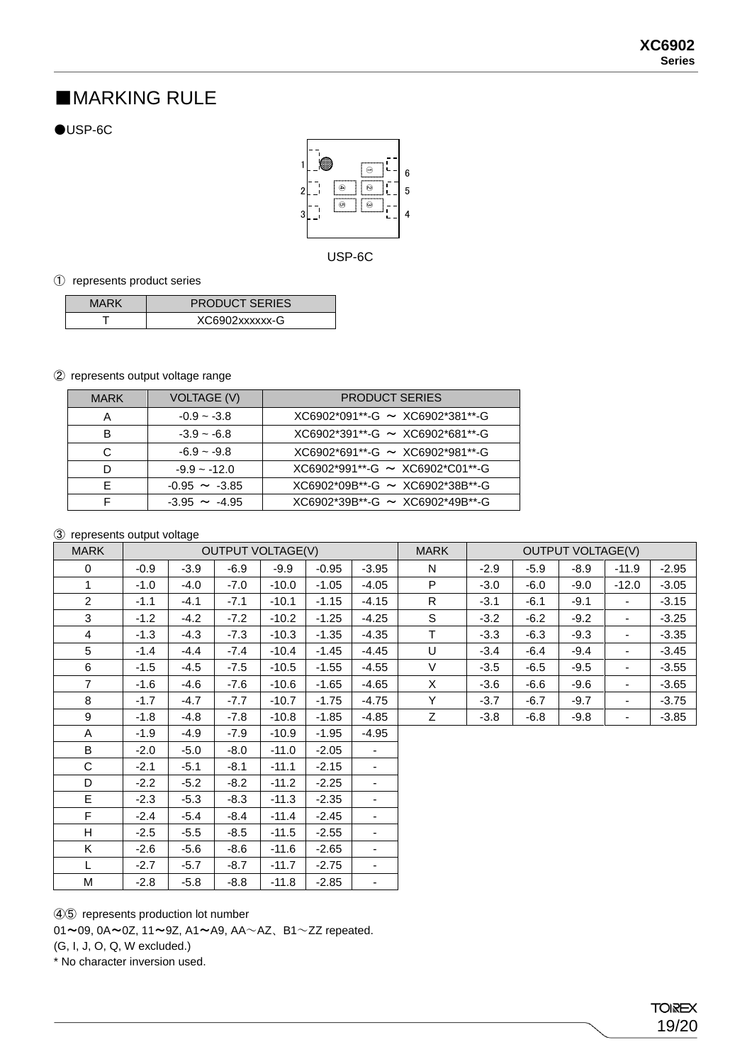## ■MARKING RULE

●USP-6C

USP-6C

① represents product series

| MARK | PRODUCT SERIES |
|---|---|
| T | XC6902xxxxxx-G |

② represents output voltage range

| MARK | VOLTAGE (V) | PRODUCT SERIES |
|---|---|---|
| A | -0.9 ~ -3.8 | XC6902*091**-G ～ XC6902*381**-G |
| B | -3.9 ~ -6.8 | XC6902*391**-G ～ XC6902*681**-G |
| C | -6.9 ~ -9.8 | XC6902*691**-G ～ XC6902*981**-G |
| D | -9.9 ~ -12.0 | XC6902*991**-G ～ XC6902*C01**-G |
| E | -0.95 ～ -3.85 | XC6902*09B**-G ～ XC6902*38B**-G |
| F | -3.95 ～ -4.95 | XC6902*39B**-G ～ XC6902*49B**-G |

③ represents output voltage

| MARK | OUTPUT VOLTAGE(V) | | | | | | MARK | OUTPUT VOLTAGE(V) | | | | |
|---|---|---|---|---|---|---|---|---|---|---|---|---|
| 0 | -0.9 | -3.9 | -6.9 | -9.9 | -0.95 | -3.95 | N | -2.9 | -5.9 | -8.9 | -11.9 | -2.95 |
| 1 | -1.0 | -4.0 | -7.0 | -10.0 | -1.05 | -4.05 | P | -3.0 | -6.0 | -9.0 | -12.0 | -3.05 |
| 2 | -1.1 | -4.1 | -7.1 | -10.1 | -1.15 | -4.15 | R | -3.1 | -6.1 | -9.1 | - | -3.15 |
| 3 | -1.2 | -4.2 | -7.2 | -10.2 | -1.25 | -4.25 | S | -3.2 | -6.2 | -9.2 | - | -3.25 |
| 4 | -1.3 | -4.3 | -7.3 | -10.3 | -1.35 | -4.35 | T | -3.3 | -6.3 | -9.3 | - | -3.35 |
| 5 | -1.4 | -4.4 | -7.4 | -10.4 | -1.45 | -4.45 | U | -3.4 | -6.4 | -9.4 | - | -3.45 |
| 6 | -1.5 | -4.5 | -7.5 | -10.5 | -1.55 | -4.55 | V | -3.5 | -6.5 | -9.5 | - | -3.55 |
| 7 | -1.6 | -4.6 | -7.6 | -10.6 | -1.65 | -4.65 | X | -3.6 | -6.6 | -9.6 | - | -3.65 |
| 8 | -1.7 | -4.7 | -7.7 | -10.7 | -1.75 | -4.75 | Y | -3.7 | -6.7 | -9.7 | - | -3.75 |
| 9 | -1.8 | -4.8 | -7.8 | -10.8 | -1.85 | -4.85 | Z | -3.8 | -6.8 | -9.8 | - | -3.85 |
| A | -1.9 | -4.9 | -7.9 | -10.9 | -1.95 | -4.95 | | | | | | |
| B | -2.0 | -5.0 | -8.0 | -11.0 | -2.05 | - | | | | | | |
| C | -2.1 | -5.1 | -8.1 | -11.1 | -2.15 | - | | | | | | |
| D | -2.2 | -5.2 | -8.2 | -11.2 | -2.25 | - | | | | | | |
| E | -2.3 | -5.3 | -8.3 | -11.3 | -2.35 | - | | | | | | |
| F | -2.4 | -5.4 | -8.4 | -11.4 | -2.45 | - | | | | | | |
| H | -2.5 | -5.5 | -8.5 | -11.5 | -2.55 | - | | | | | | |
| K | -2.6 | -5.6 | -8.6 | -11.6 | -2.65 | - | | | | | | |
| L | -2.7 | -5.7 | -8.7 | -11.7 | -2.75 | - | | | | | | |
| M | -2.8 | -5.8 | -8.8 | -11.8 | -2.85 | - | | | | | | |

④⑤ represents production lot number

01～09, 0A～0Z, 11～9Z, A1～A9, AA～AZ、B1～ZZ repeated.

(G, I, J, O, Q, W excluded.)

\* No character inversion used.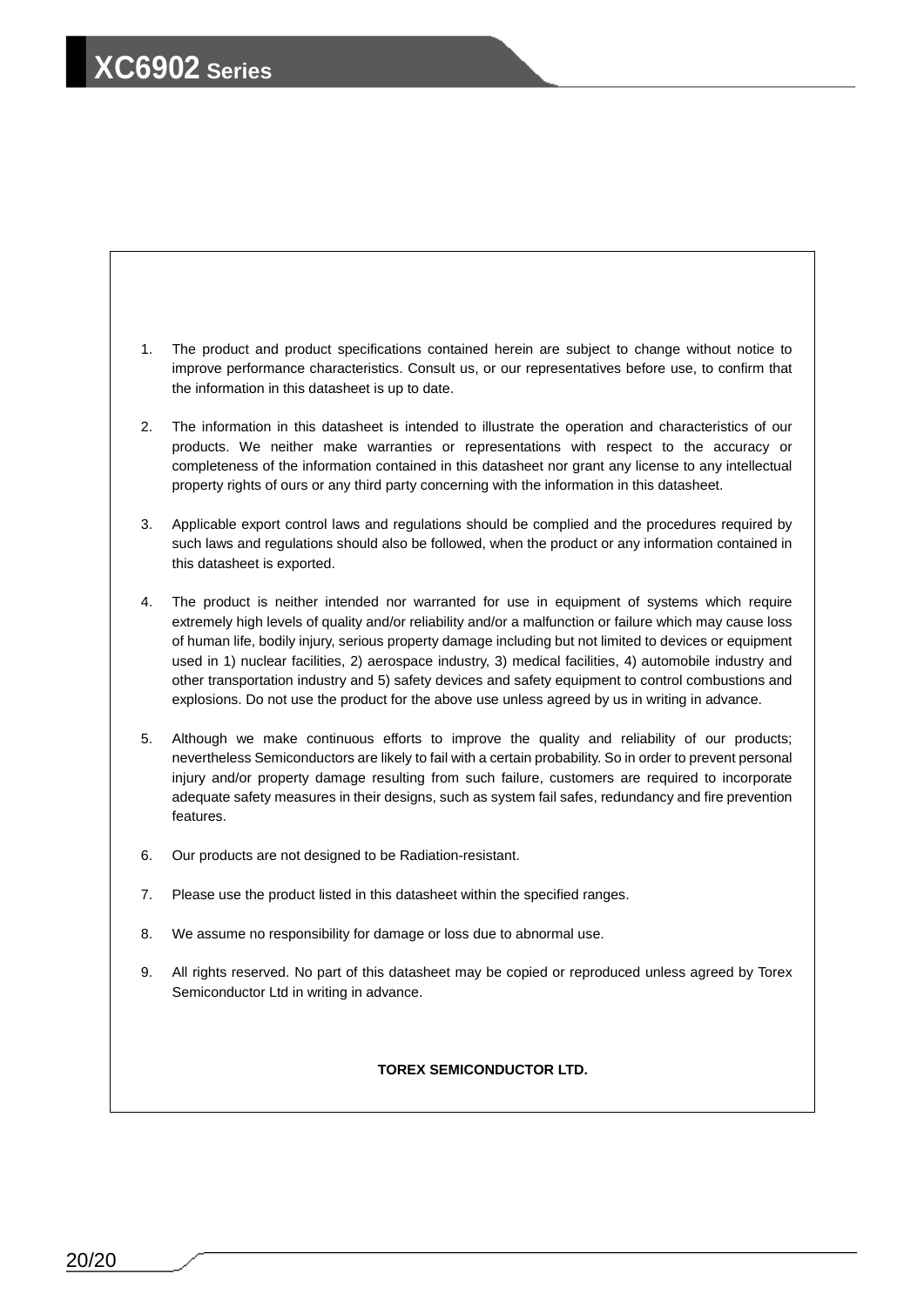1. The product and product specifications contained herein are subject to change without notice to improve performance characteristics. Consult us, or our representatives before use, to confirm that the information in this datasheet is up to date.

2. The information in this datasheet is intended to illustrate the operation and characteristics of our products. We neither make warranties or representations with respect to the accuracy or completeness of the information contained in this datasheet nor grant any license to any intellectual property rights of ours or any third party concerning with the information in this datasheet.

3. Applicable export control laws and regulations should be complied and the procedures required by such laws and regulations should also be followed, when the product or any information contained in this datasheet is exported.

4. The product is neither intended nor warranted for use in equipment of systems which require extremely high levels of quality and/or reliability and/or a malfunction or failure which may cause loss of human life, bodily injury, serious property damage including but not limited to devices or equipment used in 1) nuclear facilities, 2) aerospace industry, 3) medical facilities, 4) automobile industry and other transportation industry and 5) safety devices and safety equipment to control combustions and explosions. Do not use the product for the above use unless agreed by us in writing in advance.

5. Although we make continuous efforts to improve the quality and reliability of our products; nevertheless Semiconductors are likely to fail with a certain probability. So in order to prevent personal injury and/or property damage resulting from such failure, customers are required to incorporate adequate safety measures in their designs, such as system fail safes, redundancy and fire prevention features.

6. Our products are not designed to be Radiation-resistant.

7. Please use the product listed in this datasheet within the specified ranges.

8. We assume no responsibility for damage or loss due to abnormal use.

9. All rights reserved. No part of this datasheet may be copied or reproduced unless agreed by Torex Semiconductor Ltd in writing in advance.

**TOREX SEMICONDUCTOR LTD.**